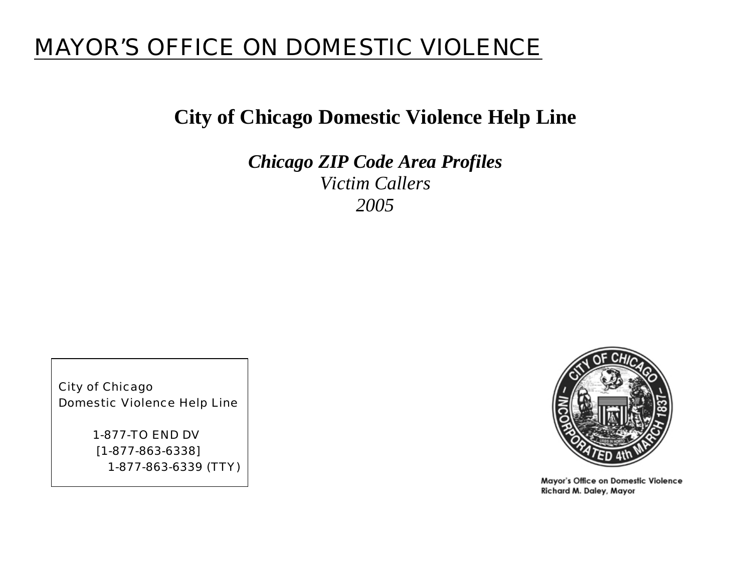# MAYOR'S OFFICE ON DOMESTIC VIOLENCE

## City of Chicago Domestic Violence Help Line

***Chicago ZIP Code Area Profiles***

*Victim Callers*

*2005*

City of Chicago
Domestic Violence Help Line

1-877-TO END DV
[1-877-863-6338]
1-877-863-6339 (TTY)

CITY OF CHICAGO – INCORPORATED 4th MARCH 1837 – URBS IN HORTO

Mayor's Office on Domestic Violence
Richard M. Daley, Mayor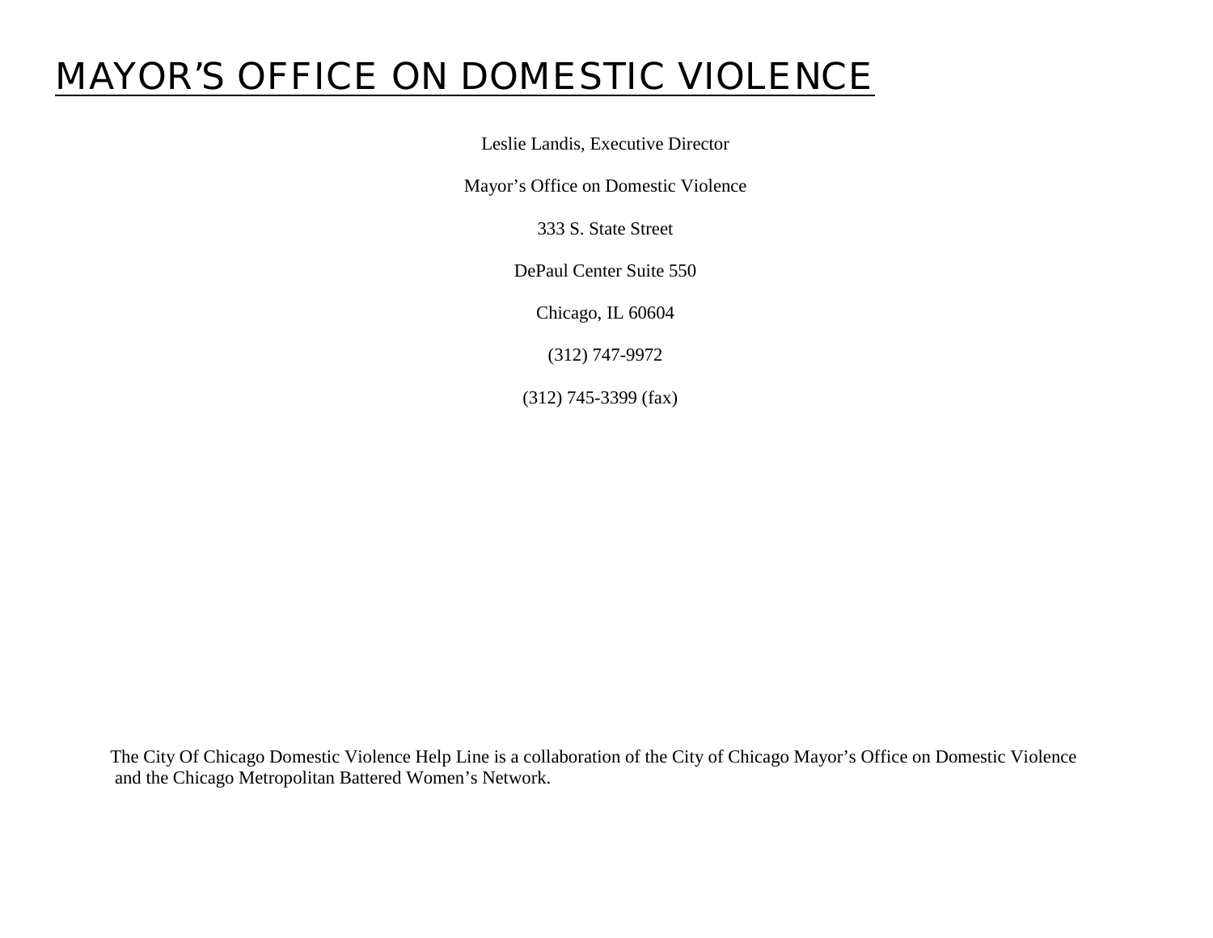# MAYOR'S OFFICE ON DOMESTIC VIOLENCE

Leslie Landis, Executive Director

Mayor's Office on Domestic Violence

333 S. State Street

DePaul Center Suite 550

Chicago, IL 60604

(312) 747-9972

(312) 745-3399 (fax)

The City Of Chicago Domestic Violence Help Line is a collaboration of the City of Chicago Mayor's Office on Domestic Violence and the Chicago Metropolitan Battered Women's Network.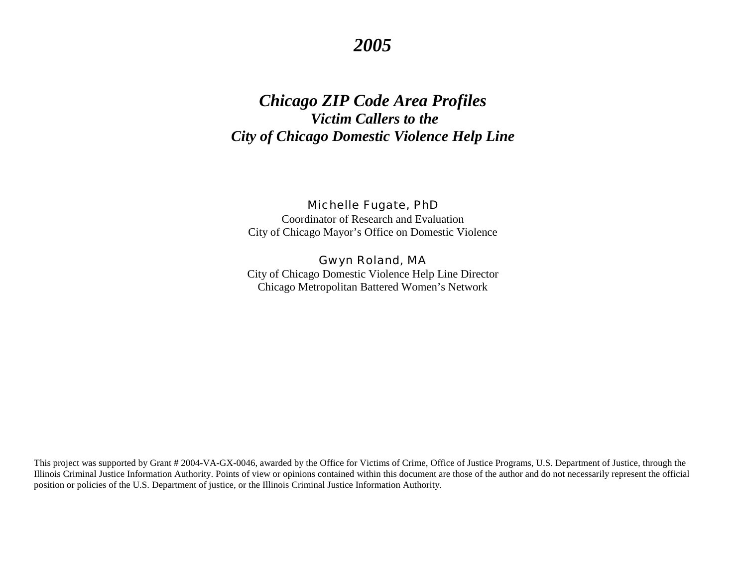# *2005*

# *Chicago ZIP Code Area Profiles*

## *Victim Callers to the*

## *City of Chicago Domestic Violence Help Line*

Michelle Fugate, PhD
Coordinator of Research and Evaluation
City of Chicago Mayor's Office on Domestic Violence

Gwyn Roland, MA
City of Chicago Domestic Violence Help Line Director
Chicago Metropolitan Battered Women's Network

This project was supported by Grant # 2004-VA-GX-0046, awarded by the Office for Victims of Crime, Office of Justice Programs, U.S. Department of Justice, through the Illinois Criminal Justice Information Authority. Points of view or opinions contained within this document are those of the author and do not necessarily represent the official position or policies of the U.S. Department of justice, or the Illinois Criminal Justice Information Authority.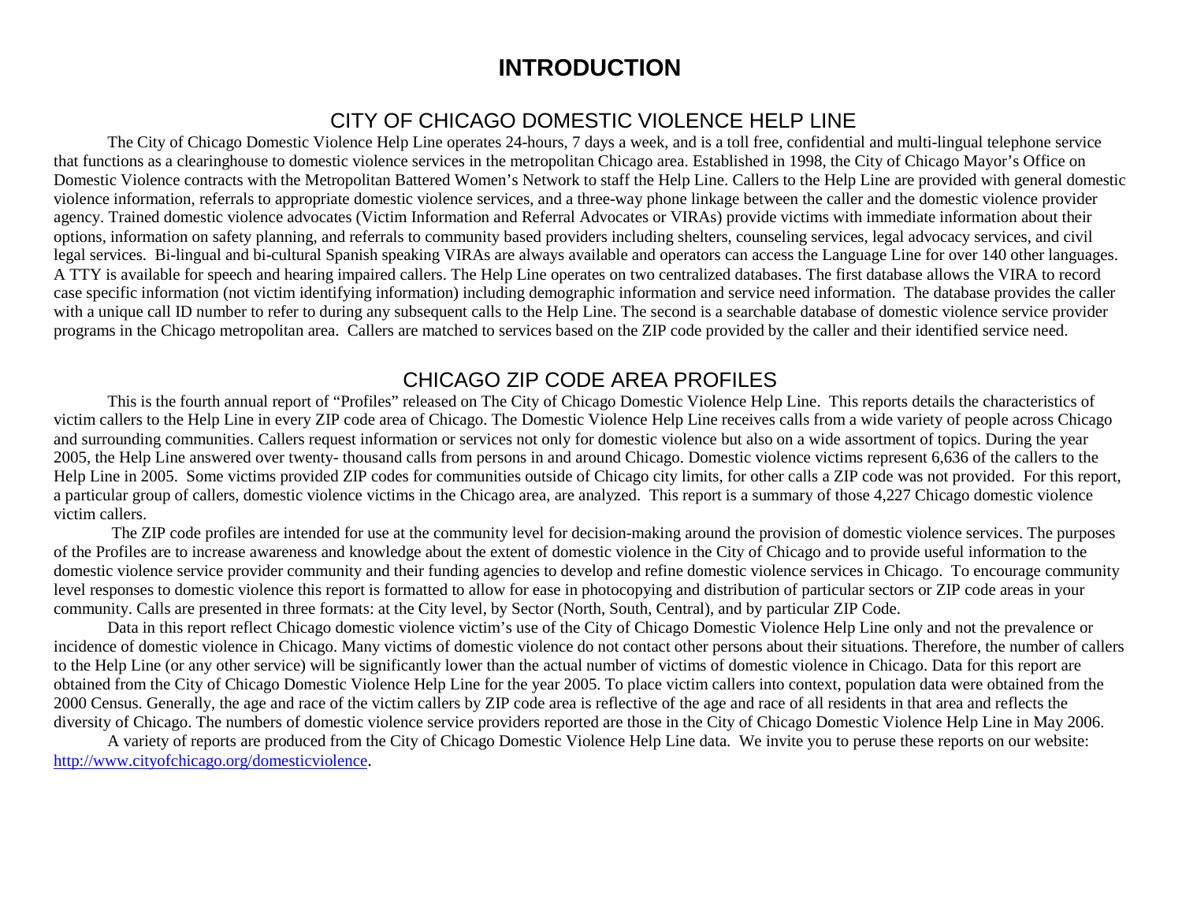# INTRODUCTION

## CITY OF CHICAGO DOMESTIC VIOLENCE HELP LINE

The City of Chicago Domestic Violence Help Line operates 24-hours, 7 days a week, and is a toll free, confidential and multi-lingual telephone service that functions as a clearinghouse to domestic violence services in the metropolitan Chicago area. Established in 1998, the City of Chicago Mayor's Office on Domestic Violence contracts with the Metropolitan Battered Women's Network to staff the Help Line. Callers to the Help Line are provided with general domestic violence information, referrals to appropriate domestic violence services, and a three-way phone linkage between the caller and the domestic violence provider agency. Trained domestic violence advocates (Victim Information and Referral Advocates or VIRAs) provide victims with immediate information about their options, information on safety planning, and referrals to community based providers including shelters, counseling services, legal advocacy services, and civil legal services. Bi-lingual and bi-cultural Spanish speaking VIRAs are always available and operators can access the Language Line for over 140 other languages. A TTY is available for speech and hearing impaired callers. The Help Line operates on two centralized databases. The first database allows the VIRA to record case specific information (not victim identifying information) including demographic information and service need information. The database provides the caller with a unique call ID number to refer to during any subsequent calls to the Help Line. The second is a searchable database of domestic violence service provider programs in the Chicago metropolitan area. Callers are matched to services based on the ZIP code provided by the caller and their identified service need.

## CHICAGO ZIP CODE AREA PROFILES

This is the fourth annual report of "Profiles" released on The City of Chicago Domestic Violence Help Line. This reports details the characteristics of victim callers to the Help Line in every ZIP code area of Chicago. The Domestic Violence Help Line receives calls from a wide variety of people across Chicago and surrounding communities. Callers request information or services not only for domestic violence but also on a wide assortment of topics. During the year 2005, the Help Line answered over twenty- thousand calls from persons in and around Chicago. Domestic violence victims represent 6,636 of the callers to the Help Line in 2005. Some victims provided ZIP codes for communities outside of Chicago city limits, for other calls a ZIP code was not provided. For this report, a particular group of callers, domestic violence victims in the Chicago area, are analyzed. This report is a summary of those 4,227 Chicago domestic violence victim callers.

The ZIP code profiles are intended for use at the community level for decision-making around the provision of domestic violence services. The purposes of the Profiles are to increase awareness and knowledge about the extent of domestic violence in the City of Chicago and to provide useful information to the domestic violence service provider community and their funding agencies to develop and refine domestic violence services in Chicago. To encourage community level responses to domestic violence this report is formatted to allow for ease in photocopying and distribution of particular sectors or ZIP code areas in your community. Calls are presented in three formats: at the City level, by Sector (North, South, Central), and by particular ZIP Code.

Data in this report reflect Chicago domestic violence victim's use of the City of Chicago Domestic Violence Help Line only and not the prevalence or incidence of domestic violence in Chicago. Many victims of domestic violence do not contact other persons about their situations. Therefore, the number of callers to the Help Line (or any other service) will be significantly lower than the actual number of victims of domestic violence in Chicago. Data for this report are obtained from the City of Chicago Domestic Violence Help Line for the year 2005. To place victim callers into context, population data were obtained from the 2000 Census. Generally, the age and race of the victim callers by ZIP code area is reflective of the age and race of all residents in that area and reflects the diversity of Chicago. The numbers of domestic violence service providers reported are those in the City of Chicago Domestic Violence Help Line in May 2006.

A variety of reports are produced from the City of Chicago Domestic Violence Help Line data. We invite you to peruse these reports on our website: [http://www.cityofchicago.org/domesticviolence](http://www.cityofchicago.org/domesticviolence).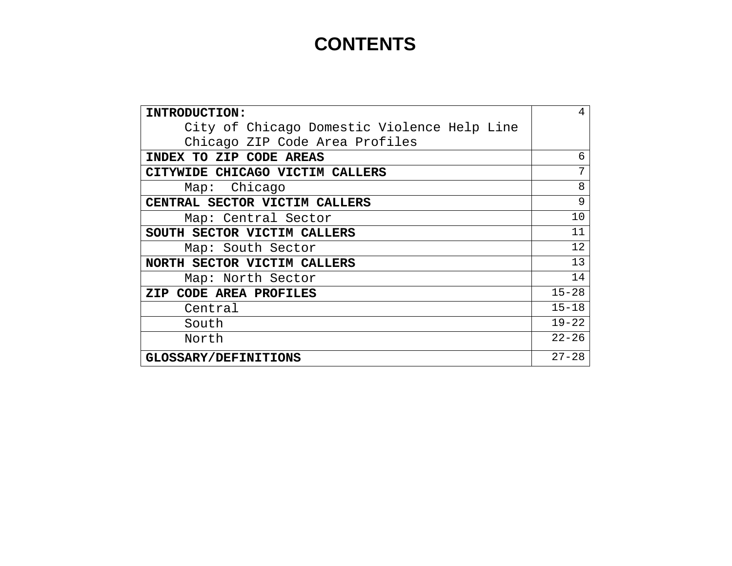# CONTENTS

| | |
|---|---|
| **INTRODUCTION:**<br>City of Chicago Domestic Violence Help Line<br>Chicago ZIP Code Area Profiles | 4 |
| **INDEX TO ZIP CODE AREAS** | 6 |
| **CITYWIDE CHICAGO VICTIM CALLERS** | 7 |
| Map: Chicago | 8 |
| **CENTRAL SECTOR VICTIM CALLERS** | 9 |
| Map: Central Sector | 10 |
| **SOUTH SECTOR VICTIM CALLERS** | 11 |
| Map: South Sector | 12 |
| **NORTH SECTOR VICTIM CALLERS** | 13 |
| Map: North Sector | 14 |
| **ZIP CODE AREA PROFILES** | 15-28 |
| Central | 15-18 |
| South | 19-22 |
| North | 22-26 |
| **GLOSSARY/DEFINITIONS** | 27-28 |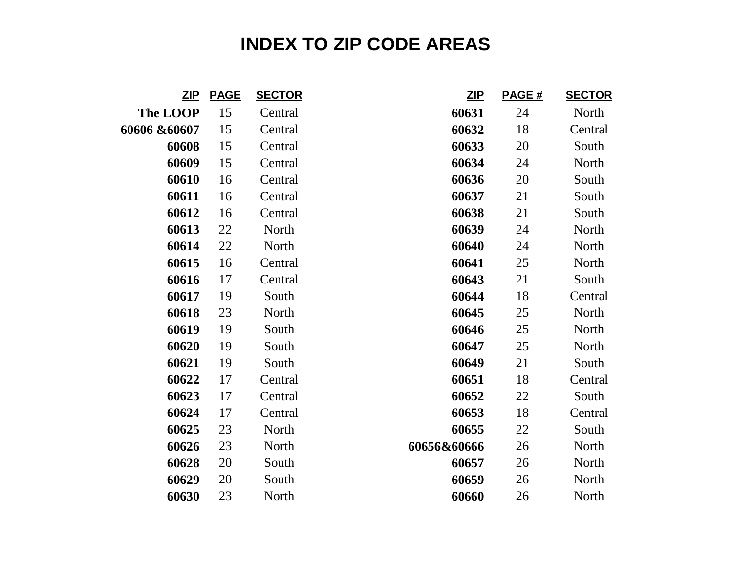# INDEX TO ZIP CODE AREAS

| ZIP | PAGE | SECTOR |
|---|---|---|
| **The LOOP** | 15 | Central |
| **60606 &60607** | 15 | Central |
| **60608** | 15 | Central |
| **60609** | 15 | Central |
| **60610** | 16 | Central |
| **60611** | 16 | Central |
| **60612** | 16 | Central |
| **60613** | 22 | North |
| **60614** | 22 | North |
| **60615** | 16 | Central |
| **60616** | 17 | Central |
| **60617** | 19 | South |
| **60618** | 23 | North |
| **60619** | 19 | South |
| **60620** | 19 | South |
| **60621** | 19 | South |
| **60622** | 17 | Central |
| **60623** | 17 | Central |
| **60624** | 17 | Central |
| **60625** | 23 | North |
| **60626** | 23 | North |
| **60628** | 20 | South |
| **60629** | 20 | South |
| **60630** | 23 | North |

| ZIP | PAGE # | SECTOR |
|---|---|---|
| **60631** | 24 | North |
| **60632** | 18 | Central |
| **60633** | 20 | South |
| **60634** | 24 | North |
| **60636** | 20 | South |
| **60637** | 21 | South |
| **60638** | 21 | South |
| **60639** | 24 | North |
| **60640** | 24 | North |
| **60641** | 25 | North |
| **60643** | 21 | South |
| **60644** | 18 | Central |
| **60645** | 25 | North |
| **60646** | 25 | North |
| **60647** | 25 | North |
| **60649** | 21 | South |
| **60651** | 18 | Central |
| **60652** | 22 | South |
| **60653** | 18 | Central |
| **60655** | 22 | South |
| **60656&60666** | 26 | North |
| **60657** | 26 | North |
| **60659** | 26 | North |
| **60660** | 26 | North |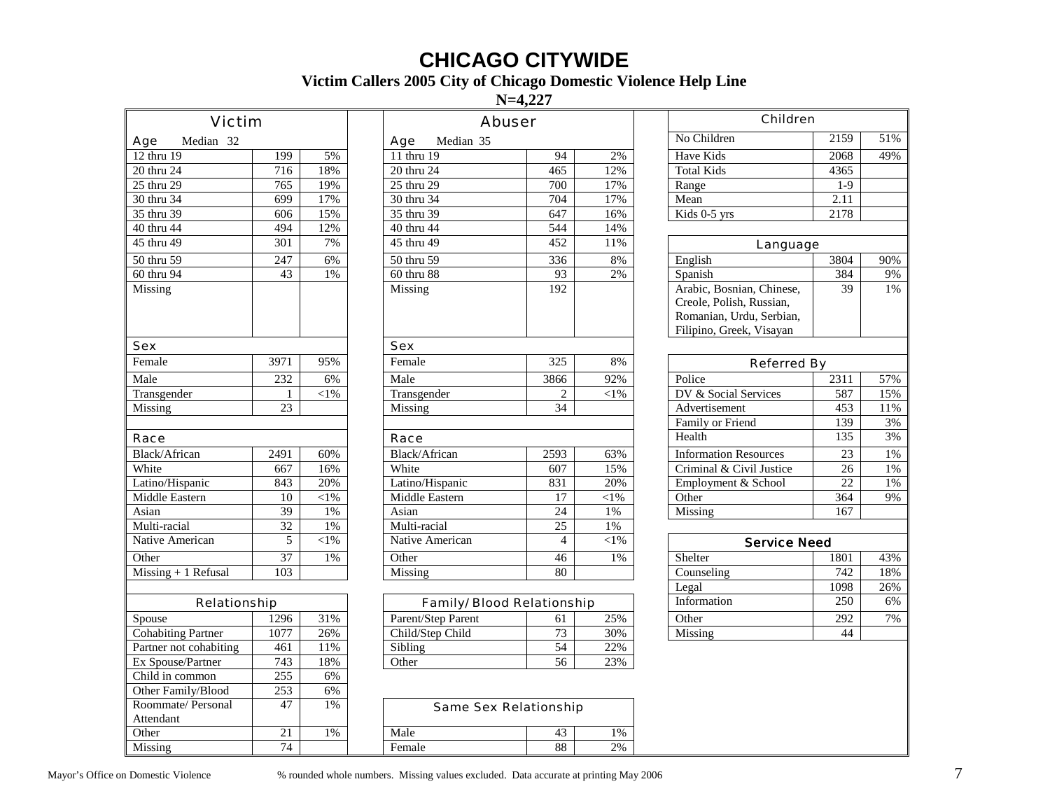# CHICAGO CITYWIDE

**Victim Callers 2005 City of Chicago Domestic Violence Help Line**

**N=4,227**

## Victim

| Age Median 32 | | |
|---|---|---|
| 12 thru 19 | 199 | 5% |
| 20 thru 24 | 716 | 18% |
| 25 thru 29 | 765 | 19% |
| 30 thru 34 | 699 | 17% |
| 35 thru 39 | 606 | 15% |
| 40 thru 44 | 494 | 12% |
| 45 thru 49 | 301 | 7% |
| 50 thru 59 | 247 | 6% |
| 60 thru 94 | 43 | 1% |
| Missing | | |

| Sex | | |
|---|---|---|
| Female | 3971 | 95% |
| Male | 232 | 6% |
| Transgender | 1 | <1% |
| Missing | 23 | |

| Race | | |
|---|---|---|
| Black/African | 2491 | 60% |
| White | 667 | 16% |
| Latino/Hispanic | 843 | 20% |
| Middle Eastern | 10 | <1% |
| Asian | 39 | 1% |
| Multi-racial | 32 | 1% |
| Native American | 5 | <1% |
| Other | 37 | 1% |
| Missing + 1 Refusal | 103 | |

| Relationship | | |
|---|---|---|
| Spouse | 1296 | 31% |
| Cohabiting Partner | 1077 | 26% |
| Partner not cohabiting | 461 | 11% |
| Ex Spouse/Partner | 743 | 18% |
| Child in common | 255 | 6% |
| Other Family/Blood | 253 | 6% |
| Roommate/ Personal Attendant | 47 | 1% |
| Other | 21 | 1% |
| Missing | 74 | |

## Abuser

| Age Median 35 | | |
|---|---|---|
| 11 thru 19 | 94 | 2% |
| 20 thru 24 | 465 | 12% |
| 25 thru 29 | 700 | 17% |
| 30 thru 34 | 704 | 17% |
| 35 thru 39 | 647 | 16% |
| 40 thru 44 | 544 | 14% |
| 45 thru 49 | 452 | 11% |
| 50 thru 59 | 336 | 8% |
| 60 thru 88 | 93 | 2% |
| Missing | 192 | |

| Sex | | |
|---|---|---|
| Female | 325 | 8% |
| Male | 3866 | 92% |
| Transgender | 2 | <1% |
| Missing | 34 | |

| Race | | |
|---|---|---|
| Black/African | 2593 | 63% |
| White | 607 | 15% |
| Latino/Hispanic | 831 | 20% |
| Middle Eastern | 17 | <1% |
| Asian | 24 | 1% |
| Multi-racial | 25 | 1% |
| Native American | 4 | <1% |
| Other | 46 | 1% |
| Missing | 80 | |

| Family/Blood Relationship | | |
|---|---|---|
| Parent/Step Parent | 61 | 25% |
| Child/Step Child | 73 | 30% |
| Sibling | 54 | 22% |
| Other | 56 | 23% |

| Same Sex Relationship | | |
|---|---|---|
| Male | 43 | 1% |
| Female | 88 | 2% |

## Children

| Children | | |
|---|---|---|
| No Children | 2159 | 51% |
| Have Kids | 2068 | 49% |
| Total Kids | 4365 | |
| Range | 1-9 | |
| Mean | 2.11 | |
| Kids 0-5 yrs | 2178 | |

| Language | | |
|---|---|---|
| English | 3804 | 90% |
| Spanish | 384 | 9% |
| Arabic, Bosnian, Chinese, Creole, Polish, Russian, Romanian, Urdu, Serbian, Filipino, Greek, Visayan | 39 | 1% |

| Referred By | | |
|---|---|---|
| Police | 2311 | 57% |
| DV & Social Services | 587 | 15% |
| Advertisement | 453 | 11% |
| Family or Friend | 139 | 3% |
| Health | 135 | 3% |
| Information Resources | 23 | 1% |
| Criminal & Civil Justice | 26 | 1% |
| Employment & School | 22 | 1% |
| Other | 364 | 9% |
| Missing | 167 | |

| Service Need | | |
|---|---|---|
| Shelter | 1801 | 43% |
| Counseling | 742 | 18% |
| Legal | 1098 | 26% |
| Information | 250 | 6% |
| Other | 292 | 7% |
| Missing | 44 | |

Mayor's Office on Domestic Violence     % rounded whole numbers. Missing values excluded. Data accurate at printing May 2006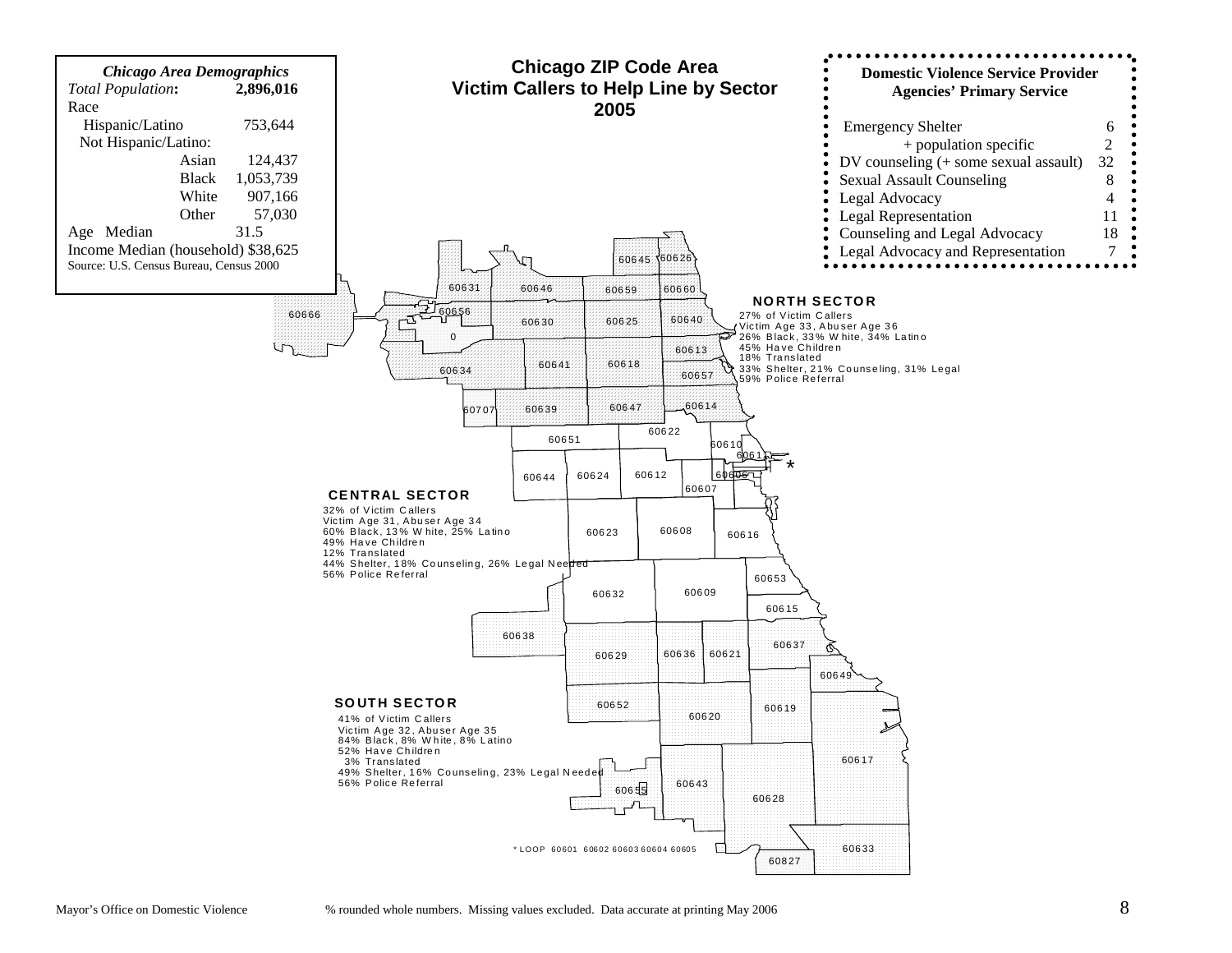# Chicago ZIP Code Area
## Victim Callers to Help Line by Sector
## 2005

**Chicago Area Demographics**

| | |
|---|---|
| *Total Population*: | **2,896,016** |
| Race | |
| Hispanic/Latino | 753,644 |
| Not Hispanic/Latino: | |
| Asian | 124,437 |
| Black | 1,053,739 |
| White | 907,166 |
| Other | 57,030 |
| Age Median | 31.5 |
| Income Median (household) | $38,625 |

Source: U.S. Census Bureau, Census 2000

**Domestic Violence Service Provider Agencies' Primary Service**

| Service | Count |
|---|---|
| Emergency Shelter | 6 |
| + population specific | 2 |
| DV counseling (+ some sexual assault) | 32 |
| Sexual Assault Counseling | 8 |
| Legal Advocacy | 4 |
| Legal Representation | 11 |
| Counseling and Legal Advocacy | 18 |
| Legal Advocacy and Representation | 7 |

**NORTH SECTOR**
27% of Victim Callers
Victim Age 33, Abuser Age 36
26% Black, 33% White, 34% Latino
45% Have Children
18% Translated
33% Shelter, 21% Counseling, 31% Legal
59% Police Referral

ZIP codes: 60631, 60646, 60659, 60660, 60645, 60626, 60666, 60656, 0, 60630, 60625, 60640, 60613, 60634, 60641, 60618, 60657, 60707, 60639, 60647, 60614

**CENTRAL SECTOR**
32% of Victim Callers
Victim Age 31, Abuser Age 34
60% Black, 13% White, 25% Latino
49% Have Children
12% Translated
44% Shelter, 18% Counseling, 26% Legal Needed
56% Police Referral

ZIP codes: 60622, 60651, 60610, 60611, 60644, 60624, 60612, 60606, 60607, 60623, 60608, 60616

**SOUTH SECTOR**
41% of Victim Callers
Victim Age 32, Abuser Age 35
84% Black, 8% White, 8% Latino
52% Have Children
3% Translated
49% Shelter, 16% Counseling, 23% Legal Needed
56% Police Referral

ZIP codes: 60653, 60632, 60609, 60615, 60638, 60637, 60629, 60636, 60621, 60649, 60652, 60620, 60619, 60617, 60643, 60655, 60628, 60633, 60827

* LOOP 60601 60602 60603 60604 60605

Mayor's Office on Domestic Violence — % rounded whole numbers. Missing values excluded. Data accurate at printing May 2006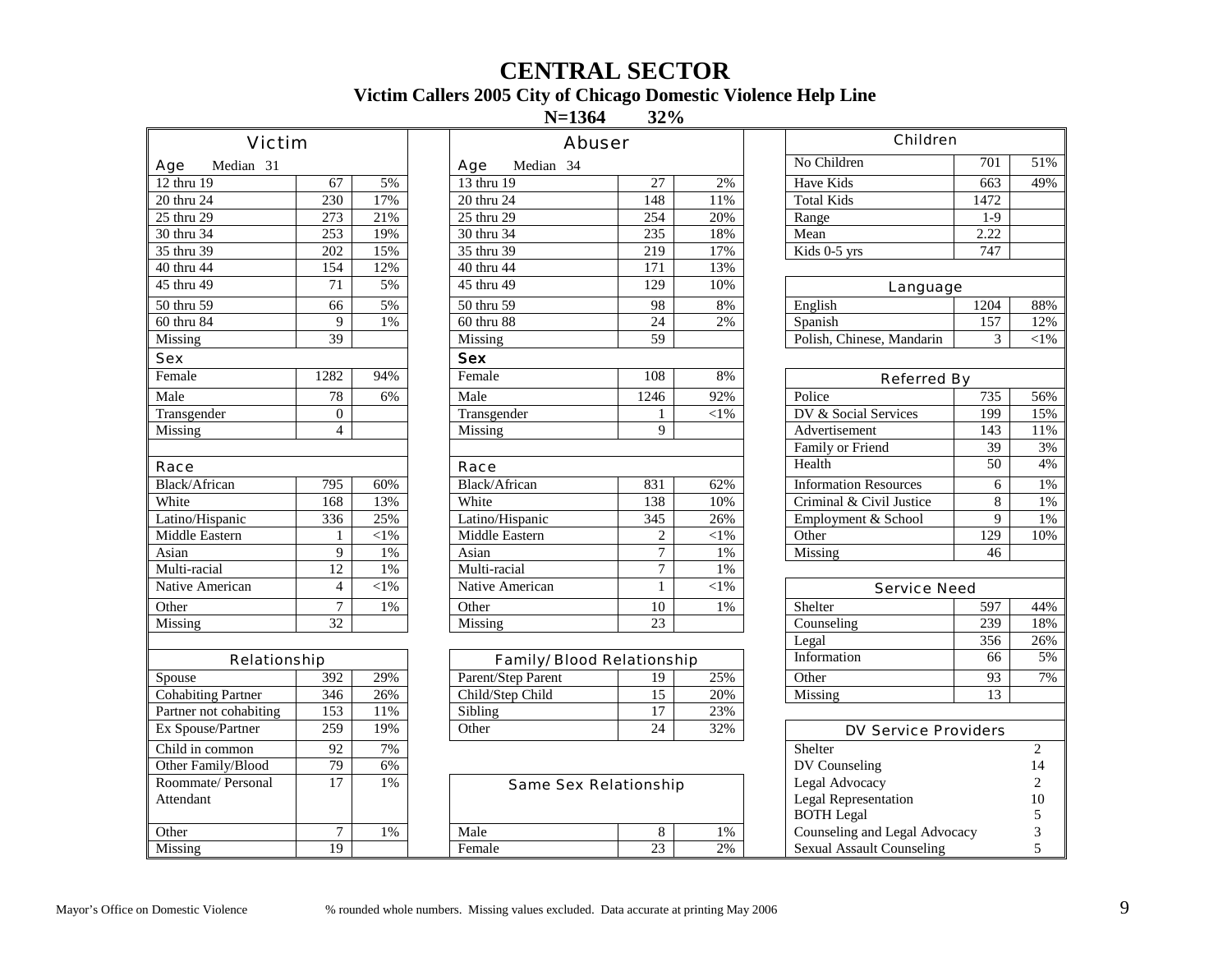# CENTRAL SECTOR

**Victim Callers 2005 City of Chicago Domestic Violence Help Line**

**N=1364 32%**

## Victim

**Age** Median 31

| Age | Count | % |
|---|---|---|
| 12 thru 19 | 67 | 5% |
| 20 thru 24 | 230 | 17% |
| 25 thru 29 | 273 | 21% |
| 30 thru 34 | 253 | 19% |
| 35 thru 39 | 202 | 15% |
| 40 thru 44 | 154 | 12% |
| 45 thru 49 | 71 | 5% |
| 50 thru 59 | 66 | 5% |
| 60 thru 84 | 9 | 1% |
| Missing | 39 | |

**Sex**

| Sex | Count | % |
|---|---|---|
| Female | 1282 | 94% |
| Male | 78 | 6% |
| Transgender | 0 | |
| Missing | 4 | |

**Race**

| Race | Count | % |
|---|---|---|
| Black/African | 795 | 60% |
| White | 168 | 13% |
| Latino/Hispanic | 336 | 25% |
| Middle Eastern | 1 | <1% |
| Asian | 9 | 1% |
| Multi-racial | 12 | 1% |
| Native American | 4 | <1% |
| Other | 7 | 1% |
| Missing | 32 | |

**Relationship**

| Relationship | Count | % |
|---|---|---|
| Spouse | 392 | 29% |
| Cohabiting Partner | 346 | 26% |
| Partner not cohabiting | 153 | 11% |
| Ex Spouse/Partner | 259 | 19% |
| Child in common | 92 | 7% |
| Other Family/Blood | 79 | 6% |
| Roommate/ Personal Attendant | 17 | 1% |
| Other | 7 | 1% |
| Missing | 19 | |

## Abuser

**Age** Median 34

| Age | Count | % |
|---|---|---|
| 13 thru 19 | 27 | 2% |
| 20 thru 24 | 148 | 11% |
| 25 thru 29 | 254 | 20% |
| 30 thru 34 | 235 | 18% |
| 35 thru 39 | 219 | 17% |
| 40 thru 44 | 171 | 13% |
| 45 thru 49 | 129 | 10% |
| 50 thru 59 | 98 | 8% |
| 60 thru 88 | 24 | 2% |
| Missing | 59 | |

**Sex**

| Sex | Count | % |
|---|---|---|
| Female | 108 | 8% |
| Male | 1246 | 92% |
| Transgender | 1 | <1% |
| Missing | 9 | |

**Race**

| Race | Count | % |
|---|---|---|
| Black/African | 831 | 62% |
| White | 138 | 10% |
| Latino/Hispanic | 345 | 26% |
| Middle Eastern | 2 | <1% |
| Asian | 7 | 1% |
| Multi-racial | 7 | 1% |
| Native American | 1 | <1% |
| Other | 10 | 1% |
| Missing | 23 | |

**Family/Blood Relationship**

| Family/Blood Relationship | Count | % |
|---|---|---|
| Parent/Step Parent | 19 | 25% |
| Child/Step Child | 15 | 20% |
| Sibling | 17 | 23% |
| Other | 24 | 32% |

**Same Sex Relationship**

| Same Sex Relationship | Count | % |
|---|---|---|
| Male | 8 | 1% |
| Female | 23 | 2% |

## Children

| Children | Count | % |
|---|---|---|
| No Children | 701 | 51% |
| Have Kids | 663 | 49% |
| Total Kids | 1472 | |
| Range | 1-9 | |
| Mean | 2.22 | |
| Kids 0-5 yrs | 747 | |

## Language

| Language | Count | % |
|---|---|---|
| English | 1204 | 88% |
| Spanish | 157 | 12% |
| Polish, Chinese, Mandarin | 3 | <1% |

## Referred By

| Referred By | Count | % |
|---|---|---|
| Police | 735 | 56% |
| DV & Social Services | 199 | 15% |
| Advertisement | 143 | 11% |
| Family or Friend | 39 | 3% |
| Health | 50 | 4% |
| Information Resources | 6 | 1% |
| Criminal & Civil Justice | 8 | 1% |
| Employment & School | 9 | 1% |
| Other | 129 | 10% |
| Missing | 46 | |

## Service Need

| Service Need | Count | % |
|---|---|---|
| Shelter | 597 | 44% |
| Counseling | 239 | 18% |
| Legal | 356 | 26% |
| Information | 66 | 5% |
| Other | 93 | 7% |
| Missing | 13 | |

## DV Service Providers

| DV Service Providers | Count |
|---|---|
| Shelter | 2 |
| DV Counseling | 14 |
| Legal Advocacy | 2 |
| Legal Representation | 10 |
| BOTH Legal | 5 |
| Counseling and Legal Advocacy | 3 |
| Sexual Assault Counseling | 5 |

Mayor's Office on Domestic Violence — % rounded whole numbers. Missing values excluded. Data accurate at printing May 2006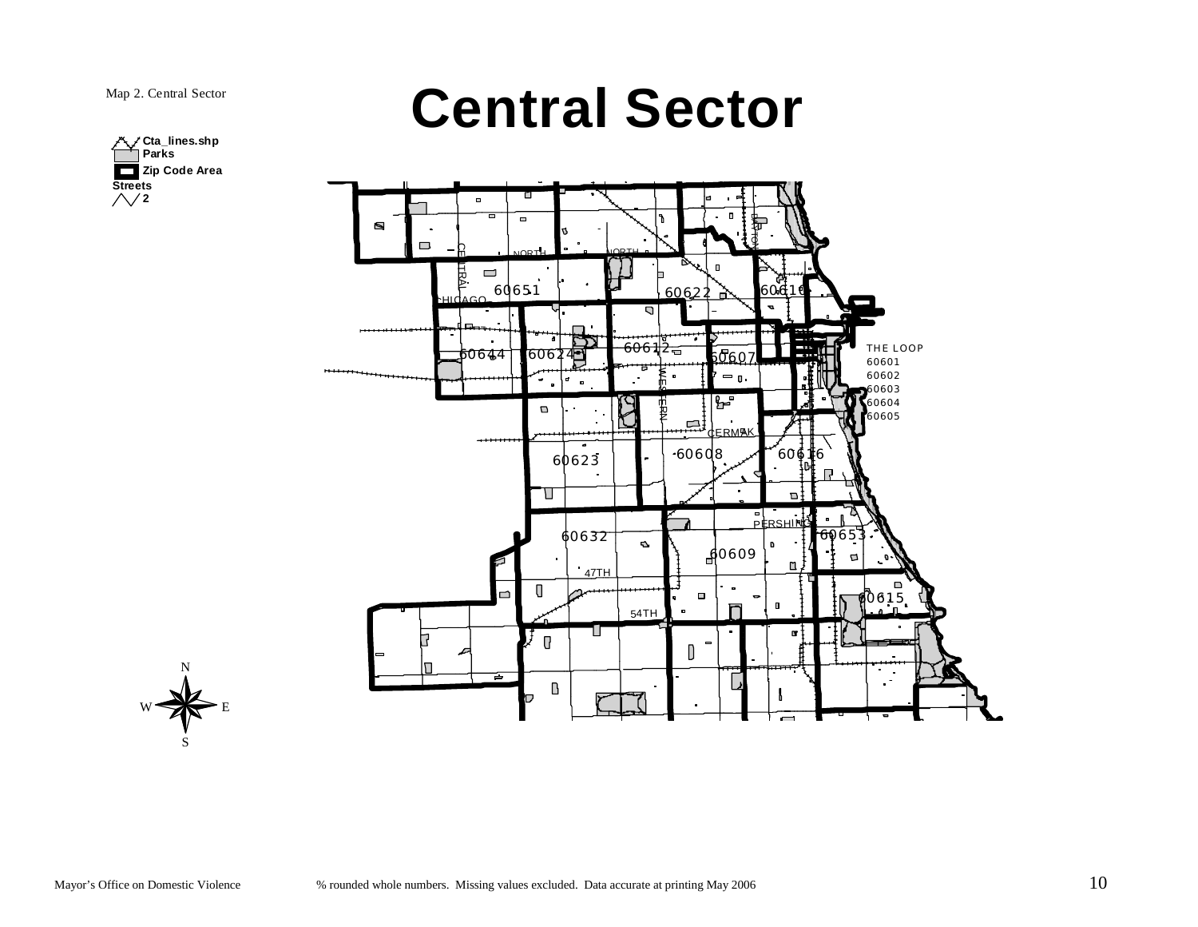Map 2. Central Sector

# Central Sector

**Cta_lines.shp**
**Parks**
**Zip Code Area**
**Streets**
**2**

NORTH
NORTH
CENTRAL
CHICAGO
DAMEN
60651
60622
60610
60644
60624
60612
60607
THE LOOP
60601
60602
60603
60604
60605
WESTERN
CERMAK
60608
60616
60623
PERSHING
60653
60632
60609
47TH
60615
54TH

N
W E
S

Mayor's Office on Domestic Violence

% rounded whole numbers. Missing values excluded. Data accurate at printing May 2006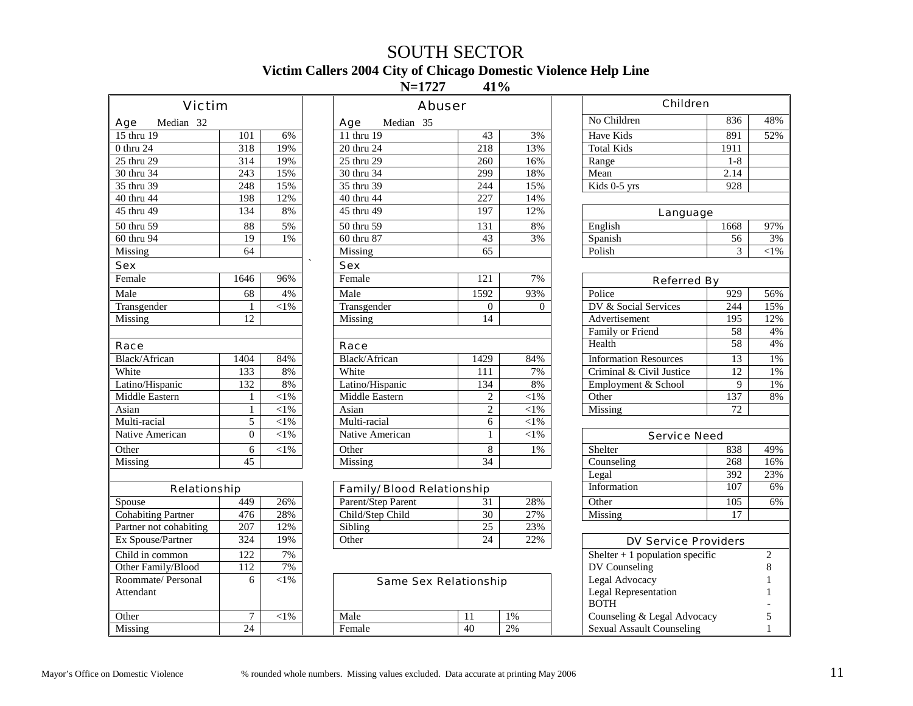# SOUTH SECTOR

**Victim Callers 2004 City of Chicago Domestic Violence Help Line**

**N=1727 41%**

## Victim

| Age Median 32 | | |
|---|---|---|
| 15 thru 19 | 101 | 6% |
| 0 thru 24 | 318 | 19% |
| 25 thru 29 | 314 | 19% |
| 30 thru 34 | 243 | 15% |
| 35 thru 39 | 248 | 15% |
| 40 thru 44 | 198 | 12% |
| 45 thru 49 | 134 | 8% |
| 50 thru 59 | 88 | 5% |
| 60 thru 94 | 19 | 1% |
| Missing | 64 | |

| Sex | | |
|---|---|---|
| Female | 1646 | 96% |
| Male | 68 | 4% |
| Transgender | 1 | <1% |
| Missing | 12 | |

| Race | | |
|---|---|---|
| Black/African | 1404 | 84% |
| White | 133 | 8% |
| Latino/Hispanic | 132 | 8% |
| Middle Eastern | 1 | <1% |
| Asian | 1 | <1% |
| Multi-racial | 5 | <1% |
| Native American | 0 | <1% |
| Other | 6 | <1% |
| Missing | 45 | |

| Relationship | | |
|---|---|---|
| Spouse | 449 | 26% |
| Cohabiting Partner | 476 | 28% |
| Partner not cohabiting | 207 | 12% |
| Ex Spouse/Partner | 324 | 19% |
| Child in common | 122 | 7% |
| Other Family/Blood | 112 | 7% |
| Roommate/ Personal Attendant | 6 | <1% |
| Other | 7 | <1% |
| Missing | 24 | |

## Abuser

| Age Median 35 | | |
|---|---|---|
| 11 thru 19 | 43 | 3% |
| 20 thru 24 | 218 | 13% |
| 25 thru 29 | 260 | 16% |
| 30 thru 34 | 299 | 18% |
| 35 thru 39 | 244 | 15% |
| 40 thru 44 | 227 | 14% |
| 45 thru 49 | 197 | 12% |
| 50 thru 59 | 131 | 8% |
| 60 thru 87 | 43 | 3% |
| Missing | 65 | |

| Sex | | |
|---|---|---|
| Female | 121 | 7% |
| Male | 1592 | 93% |
| Transgender | 0 | 0 |
| Missing | 14 | |

| Race | | |
|---|---|---|
| Black/African | 1429 | 84% |
| White | 111 | 7% |
| Latino/Hispanic | 134 | 8% |
| Middle Eastern | 2 | <1% |
| Asian | 2 | <1% |
| Multi-racial | 6 | <1% |
| Native American | 1 | <1% |
| Other | 8 | 1% |
| Missing | 34 | |

| Family/Blood Relationship | | |
|---|---|---|
| Parent/Step Parent | 31 | 28% |
| Child/Step Child | 30 | 27% |
| Sibling | 25 | 23% |
| Other | 24 | 22% |

| Same Sex Relationship | | |
|---|---|---|
| Male | 11 | 1% |
| Female | 40 | 2% |

## Children

| Children | | |
|---|---|---|
| No Children | 836 | 48% |
| Have Kids | 891 | 52% |
| Total Kids | 1911 | |
| Range | 1-8 | |
| Mean | 2.14 | |
| Kids 0-5 yrs | 928 | |

| Language | | |
|---|---|---|
| English | 1668 | 97% |
| Spanish | 56 | 3% |
| Polish | 3 | <1% |

| Referred By | | |
|---|---|---|
| Police | 929 | 56% |
| DV & Social Services | 244 | 15% |
| Advertisement | 195 | 12% |
| Family or Friend | 58 | 4% |
| Health | 58 | 4% |
| Information Resources | 13 | 1% |
| Criminal & Civil Justice | 12 | 1% |
| Employment & School | 9 | 1% |
| Other | 137 | 8% |
| Missing | 72 | |

| Service Need | | |
|---|---|---|
| Shelter | 838 | 49% |
| Counseling | 268 | 16% |
| Legal | 392 | 23% |
| Information | 107 | 6% |
| Other | 105 | 6% |
| Missing | 17 | |

| DV Service Providers | |
|---|---|
| Shelter + 1 population specific | 2 |
| DV Counseling | 8 |
| Legal Advocacy | 1 |
| Legal Representation | 1 |
| BOTH | - |
| Counseling & Legal Advocacy | 5 |
| Sexual Assault Counseling | 1 |

Mayor's Office on Domestic Violence % rounded whole numbers. Missing values excluded. Data accurate at printing May 2006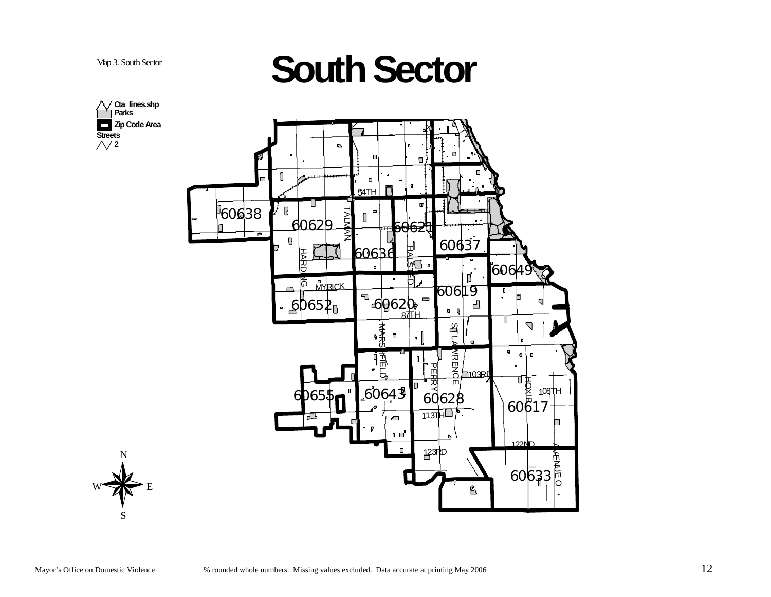Map 3. South Sector

# South Sector

Cta_lines.shp
Parks
Zip Code Area
Streets
2

60638
60629
60621
60637
60636
60649
60619
60652
60620
60655
60643
60628
60617
60633

54TH
TALMAN
HALSTED
HARDING
MYRICK
87TH
MARSHFIELD
ST LAWRENCE
PERRY
103RD
HOXIE
108TH
113TH
122ND
123RD
AVENUE O

N
W E
S

Mayor's Office on Domestic Violence

% rounded whole numbers. Missing values excluded. Data accurate at printing May 2006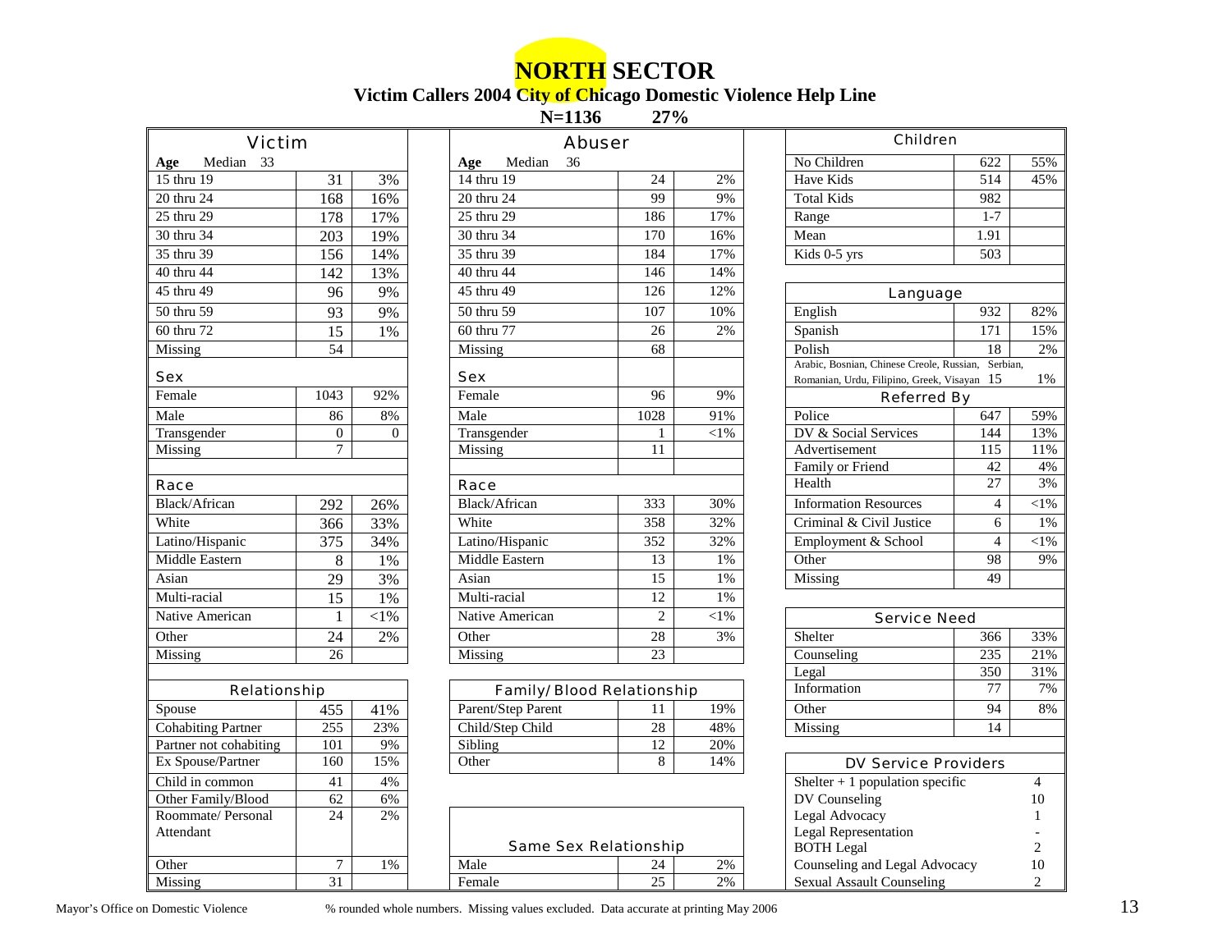# NORTH SECTOR

**Victim Callers 2004 City of Chicago Domestic Violence Help Line**

**N=1136 27%**

## Victim

| Age Median 33 | | |
|---|---|---|
| 15 thru 19 | 31 | 3% |
| 20 thru 24 | 168 | 16% |
| 25 thru 29 | 178 | 17% |
| 30 thru 34 | 203 | 19% |
| 35 thru 39 | 156 | 14% |
| 40 thru 44 | 142 | 13% |
| 45 thru 49 | 96 | 9% |
| 50 thru 59 | 93 | 9% |
| 60 thru 72 | 15 | 1% |
| Missing | 54 | |

| Sex | | |
|---|---|---|
| Female | 1043 | 92% |
| Male | 86 | 8% |
| Transgender | 0 | 0 |
| Missing | 7 | |

| Race | | |
|---|---|---|
| Black/African | 292 | 26% |
| White | 366 | 33% |
| Latino/Hispanic | 375 | 34% |
| Middle Eastern | 8 | 1% |
| Asian | 29 | 3% |
| Multi-racial | 15 | 1% |
| Native American | 1 | <1% |
| Other | 24 | 2% |
| Missing | 26 | |

| Relationship | | |
|---|---|---|
| Spouse | 455 | 41% |
| Cohabiting Partner | 255 | 23% |
| Partner not cohabiting | 101 | 9% |
| Ex Spouse/Partner | 160 | 15% |
| Child in common | 41 | 4% |
| Other Family/Blood | 62 | 6% |
| Roommate/ Personal Attendant | 24 | 2% |
| Other | 7 | 1% |
| Missing | 31 | |

## Abuser

| Age Median 36 | | |
|---|---|---|
| 14 thru 19 | 24 | 2% |
| 20 thru 24 | 99 | 9% |
| 25 thru 29 | 186 | 17% |
| 30 thru 34 | 170 | 16% |
| 35 thru 39 | 184 | 17% |
| 40 thru 44 | 146 | 14% |
| 45 thru 49 | 126 | 12% |
| 50 thru 59 | 107 | 10% |
| 60 thru 77 | 26 | 2% |
| Missing | 68 | |

| Sex | | |
|---|---|---|
| Female | 96 | 9% |
| Male | 1028 | 91% |
| Transgender | 1 | <1% |
| Missing | 11 | |

| Race | | |
|---|---|---|
| Black/African | 333 | 30% |
| White | 358 | 32% |
| Latino/Hispanic | 352 | 32% |
| Middle Eastern | 13 | 1% |
| Asian | 15 | 1% |
| Multi-racial | 12 | 1% |
| Native American | 2 | <1% |
| Other | 28 | 3% |
| Missing | 23 | |

| Family/Blood Relationship | | |
|---|---|---|
| Parent/Step Parent | 11 | 19% |
| Child/Step Child | 28 | 48% |
| Sibling | 12 | 20% |
| Other | 8 | 14% |

| Same Sex Relationship | | |
|---|---|---|
| Male | 24 | 2% |
| Female | 25 | 2% |

## Children

| | | |
|---|---|---|
| No Children | 622 | 55% |
| Have Kids | 514 | 45% |
| Total Kids | 982 | |
| Range | 1-7 | |
| Mean | 1.91 | |
| Kids 0-5 yrs | 503 | |

## Language

| | | |
|---|---|---|
| English | 932 | 82% |
| Spanish | 171 | 15% |
| Polish | 18 | 2% |
| Arabic, Bosnian, Chinese Creole, Russian, Serbian, Romanian, Urdu, Filipino, Greek, Visayan | 15 | 1% |

## Referred By

| | | |
|---|---|---|
| Police | 647 | 59% |
| DV & Social Services | 144 | 13% |
| Advertisement | 115 | 11% |
| Family or Friend | 42 | 4% |
| Health | 27 | 3% |
| Information Resources | 4 | <1% |
| Criminal & Civil Justice | 6 | 1% |
| Employment & School | 4 | <1% |
| Other | 98 | 9% |
| Missing | 49 | |

## Service Need

| | | |
|---|---|---|
| Shelter | 366 | 33% |
| Counseling | 235 | 21% |
| Legal | 350 | 31% |
| Information | 77 | 7% |
| Other | 94 | 8% |
| Missing | 14 | |

## DV Service Providers

| | |
|---|---|
| Shelter + 1 population specific | 4 |
| DV Counseling | 10 |
| Legal Advocacy | 1 |
| Legal Representation | - |
| BOTH Legal | 2 |
| Counseling and Legal Advocacy | 10 |
| Sexual Assault Counseling | 2 |

Mayor's Office on Domestic Violence

% rounded whole numbers. Missing values excluded. Data accurate at printing May 2006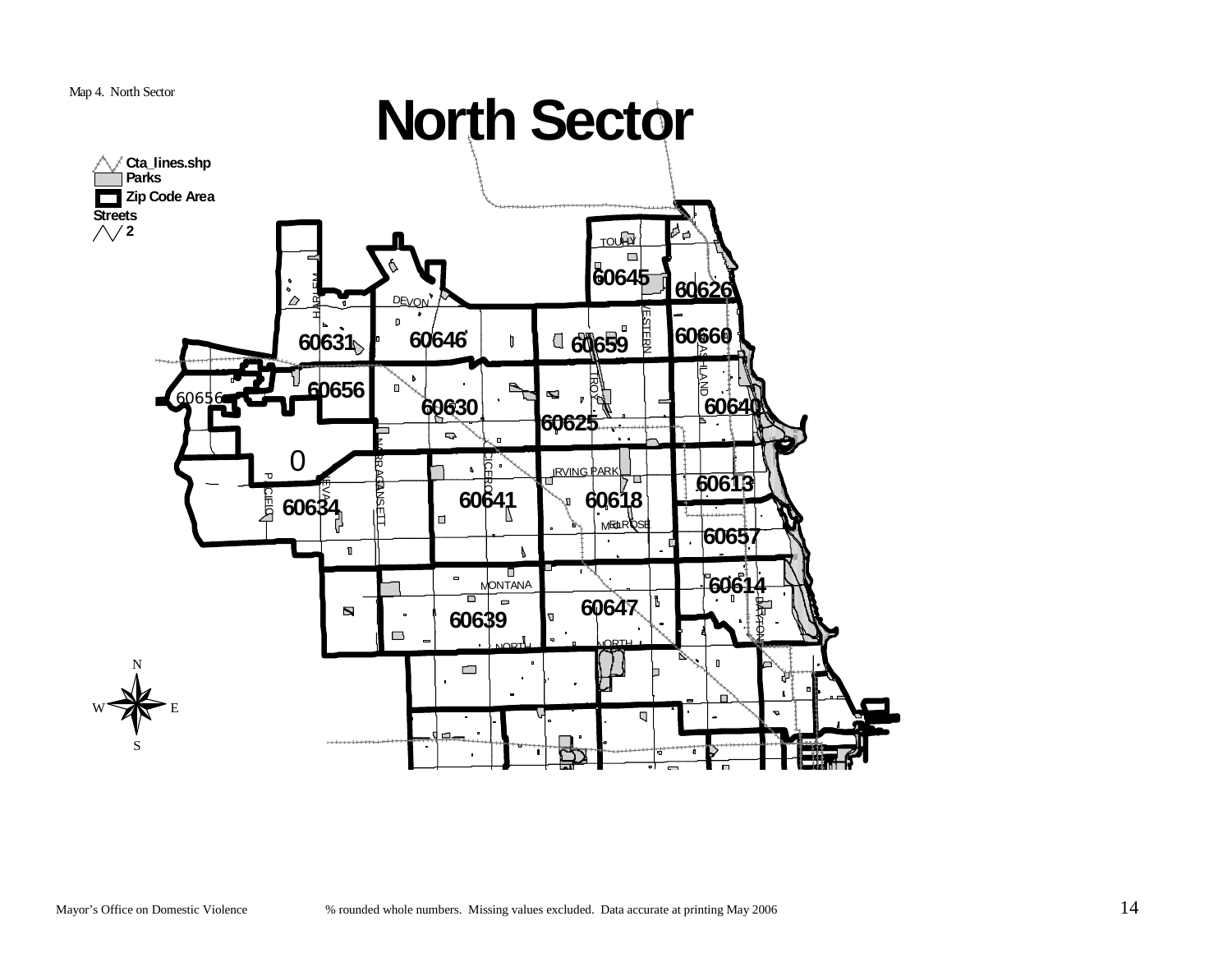Map 4. North Sector

# North Sector

**Cta_lines.shp**
**Parks**
**Zip Code Area**
**Streets**
**2**

TOUHY

**60645**

**60626**

DEVON

HARLEM

WESTERN

**60660**

**60631**

**60646**

**60659**

ASHLAND

TROY

**60656**

60656

**60630**

**60640**

**60625**

0

NARRAGANSETT

CICERO

IRVING PARK

**60613**

PACIFIC

NEVA

**60641**

**60618**

**60634**

MELROSE

**60657**

**60614**

MONTANA

**60647**

DAYTON

**60639**

NORTH

NORTH

N

W E

S

Mayor's Office on Domestic Violence % rounded whole numbers. Missing values excluded. Data accurate at printing May 2006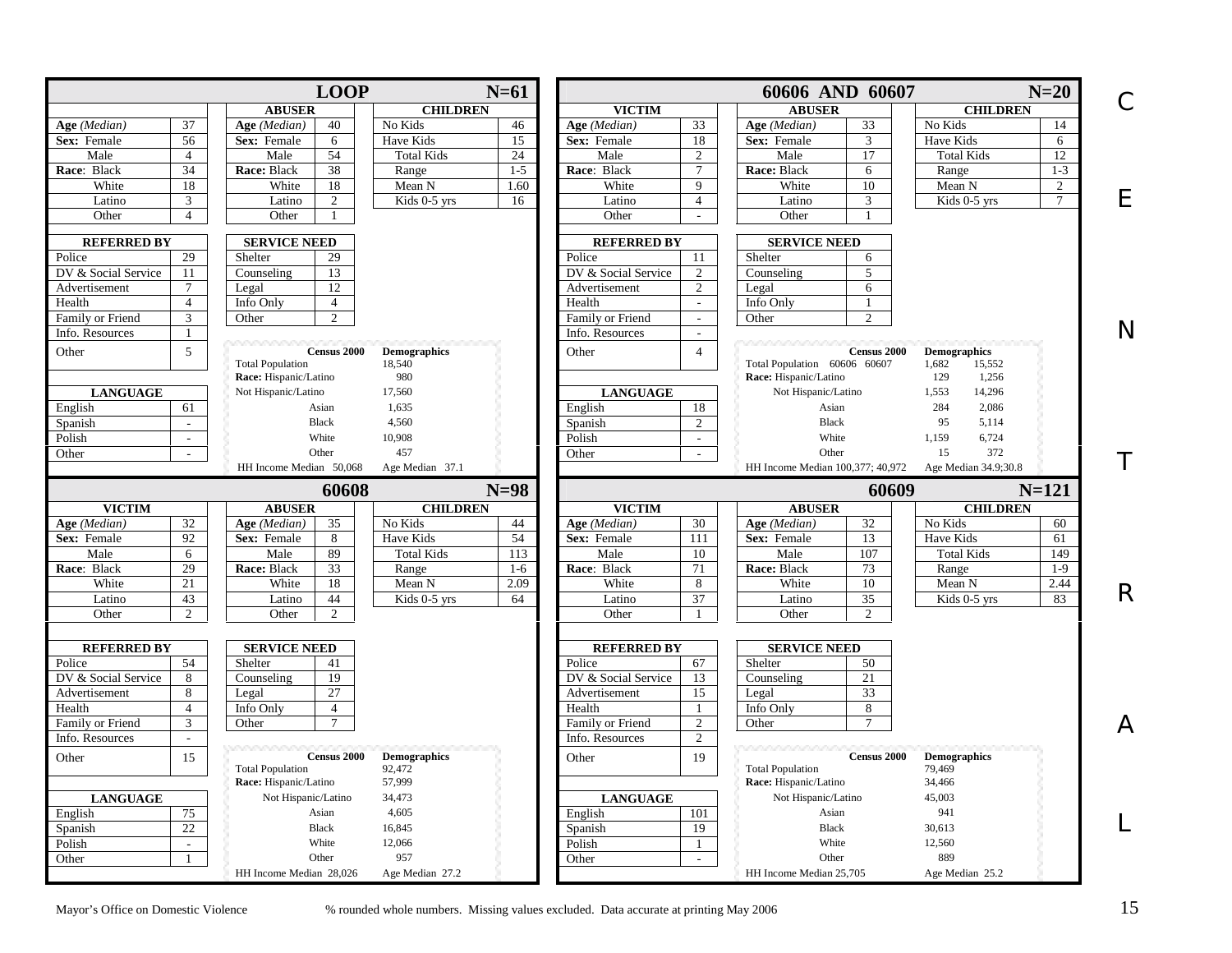# CENTRAL

## LOOP (N=61)

| VICTIM | |
|---|---|
| *Age (Median)* | 37 |
| **Sex:** Female | 56 |
| Male | 4 |
| **Race:** Black | 34 |
| White | 18 |
| Latino | 3 |
| Other | 4 |

| ABUSER | |
|---|---|
| *Age (Median)* | 40 |
| **Sex:** Female | 6 |
| Male | 54 |
| **Race:** Black | 38 |
| White | 18 |
| Latino | 2 |
| Other | 1 |

| CHILDREN | |
|---|---|
| No Kids | 46 |
| Have Kids | 15 |
| Total Kids | 24 |
| Range | 1-5 |
| Mean N | 1.60 |
| Kids 0-5 yrs | 16 |

| REFERRED BY | |
|---|---|
| Police | 29 |
| DV & Social Service | 11 |
| Advertisement | 7 |
| Health | 4 |
| Family or Friend | 3 |
| Info. Resources | 1 |
| Other | 5 |

| SERVICE NEED | |
|---|---|
| Shelter | 29 |
| Counseling | 13 |
| Legal | 12 |
| Info Only | 4 |
| Other | 2 |

| LANGUAGE | |
|---|---|
| English | 61 |
| Spanish | - |
| Polish | - |
| Other | - |

| Census 2000 | Demographics |
|---|---|
| Total Population | 18,540 |
| **Race:** Hispanic/Latino | 980 |
| Not Hispanic/Latino | 17,560 |
| Asian | 1,635 |
| Black | 4,560 |
| White | 10,908 |
| Other | 457 |
| HH Income Median 50,068 | Age Median 37.1 |

## 60606 AND 60607 (N=20)

| VICTIM | |
|---|---|
| *Age (Median)* | 33 |
| **Sex:** Female | 18 |
| Male | 2 |
| **Race:** Black | 7 |
| White | 9 |
| Latino | 4 |
| Other | - |

| ABUSER | |
|---|---|
| *Age (Median)* | 33 |
| **Sex:** Female | 3 |
| Male | 17 |
| **Race:** Black | 6 |
| White | 10 |
| Latino | 3 |
| Other | 1 |

| CHILDREN | |
|---|---|
| No Kids | 14 |
| Have Kids | 6 |
| Total Kids | 12 |
| Range | 1-3 |
| Mean N | 2 |
| Kids 0-5 yrs | 7 |

| REFERRED BY | |
|---|---|
| Police | 11 |
| DV & Social Service | 2 |
| Advertisement | 2 |
| Health | - |
| Family or Friend | - |
| Info. Resources | - |
| Other | 4 |

| SERVICE NEED | |
|---|---|
| Shelter | 6 |
| Counseling | 5 |
| Legal | 6 |
| Info Only | 1 |
| Other | 2 |

| LANGUAGE | |
|---|---|
| English | 18 |
| Spanish | 2 |
| Polish | - |
| Other | - |

| Census 2000 | Demographics 60606 | Demographics 60607 |
|---|---|---|
| Total Population | 1,682 | 15,552 |
| **Race:** Hispanic/Latino | 129 | 1,256 |
| Not Hispanic/Latino | 1,553 | 14,296 |
| Asian | 284 | 2,086 |
| Black | 95 | 5,114 |
| White | 1,159 | 6,724 |
| Other | 15 | 372 |
| HH Income Median 100,377; 40,972 | Age Median 34.9;30.8 | |

## 60608 (N=98)

| VICTIM | |
|---|---|
| *Age (Median)* | 32 |
| **Sex:** Female | 92 |
| Male | 6 |
| **Race:** Black | 29 |
| White | 21 |
| Latino | 43 |
| Other | 2 |

| ABUSER | |
|---|---|
| *Age (Median)* | 35 |
| **Sex:** Female | 8 |
| Male | 89 |
| **Race:** Black | 33 |
| White | 18 |
| Latino | 44 |
| Other | 2 |

| CHILDREN | |
|---|---|
| No Kids | 44 |
| Have Kids | 54 |
| Total Kids | 113 |
| Range | 1-6 |
| Mean N | 2.09 |
| Kids 0-5 yrs | 64 |

| REFERRED BY | |
|---|---|
| Police | 54 |
| DV & Social Service | 8 |
| Advertisement | 8 |
| Health | 4 |
| Family or Friend | 3 |
| Info. Resources | - |
| Other | 15 |

| SERVICE NEED | |
|---|---|
| Shelter | 41 |
| Counseling | 19 |
| Legal | 27 |
| Info Only | 4 |
| Other | 7 |

| LANGUAGE | |
|---|---|
| English | 75 |
| Spanish | 22 |
| Polish | - |
| Other | 1 |

| Census 2000 | Demographics |
|---|---|
| Total Population | 92,472 |
| **Race:** Hispanic/Latino | 57,999 |
| Not Hispanic/Latino | 34,473 |
| Asian | 4,605 |
| Black | 16,845 |
| White | 12,066 |
| Other | 957 |
| HH Income Median 28,026 | Age Median 27.2 |

## 60609 (N=121)

| VICTIM | |
|---|---|
| *Age (Median)* | 30 |
| **Sex:** Female | 111 |
| Male | 10 |
| **Race:** Black | 71 |
| White | 8 |
| Latino | 37 |
| Other | 1 |

| ABUSER | |
|---|---|
| *Age (Median)* | 32 |
| **Sex:** Female | 13 |
| Male | 107 |
| **Race:** Black | 73 |
| White | 10 |
| Latino | 35 |
| Other | 2 |

| CHILDREN | |
|---|---|
| No Kids | 60 |
| Have Kids | 61 |
| Total Kids | 149 |
| Range | 1-9 |
| Mean N | 2.44 |
| Kids 0-5 yrs | 83 |

| REFERRED BY | |
|---|---|
| Police | 67 |
| DV & Social Service | 13 |
| Advertisement | 15 |
| Health | 1 |
| Family or Friend | 2 |
| Info. Resources | 2 |
| Other | 19 |

| SERVICE NEED | |
|---|---|
| Shelter | 50 |
| Counseling | 21 |
| Legal | 33 |
| Info Only | 8 |
| Other | 7 |

| LANGUAGE | |
|---|---|
| English | 101 |
| Spanish | 19 |
| Polish | 1 |
| Other | - |

| Census 2000 | Demographics |
|---|---|
| Total Population | 79,469 |
| **Race:** Hispanic/Latino | 34,466 |
| Not Hispanic/Latino | 45,003 |
| Asian | 941 |
| Black | 30,613 |
| White | 12,560 |
| Other | 889 |
| HH Income Median 25,705 | Age Median 25.2 |

Mayor's Office on Domestic Violence    % rounded whole numbers. Missing values excluded. Data accurate at printing May 2006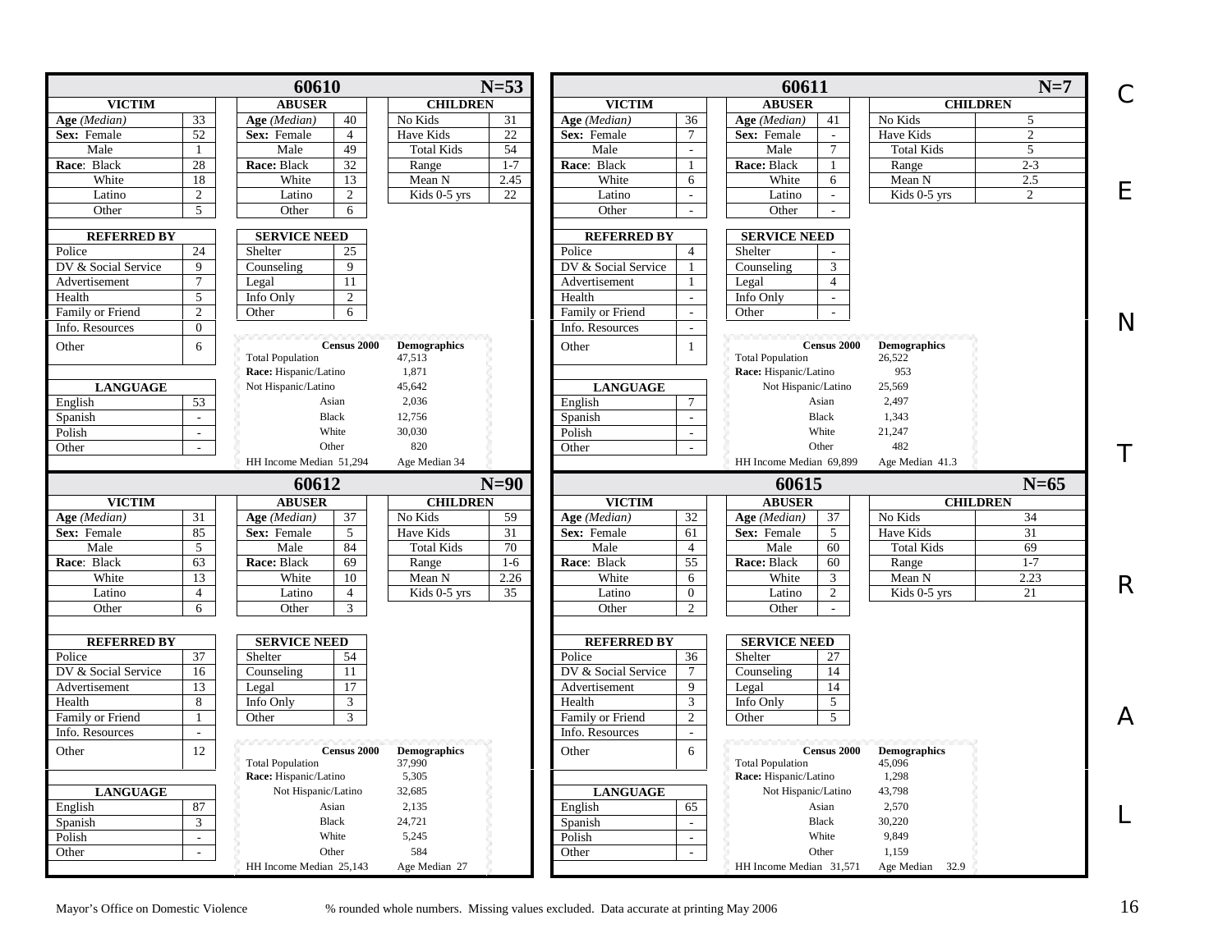# CENTRAL

## 60610 (N=53)

| VICTIM | | ABUSER | | CHILDREN | |
|---|---|---|---|---|---|
| **Age** *(Median)* | 33 | **Age** *(Median)* | 40 | No Kids | 31 |
| **Sex:** Female | 52 | **Sex:** Female | 4 | Have Kids | 22 |
| Male | 1 | Male | 49 | Total Kids | 54 |
| **Race**: Black | 28 | **Race:** Black | 32 | Range | 1-7 |
| White | 18 | White | 13 | Mean N | 2.45 |
| Latino | 2 | Latino | 2 | Kids 0-5 yrs | 22 |
| Other | 5 | Other | 6 | | |

| REFERRED BY | | SERVICE NEED | |
|---|---|---|---|
| Police | 24 | Shelter | 25 |
| DV & Social Service | 9 | Counseling | 9 |
| Advertisement | 7 | Legal | 11 |
| Health | 5 | Info Only | 2 |
| Family or Friend | 2 | Other | 6 |
| Info. Resources | 0 | | |
| Other | 6 | | |

| LANGUAGE | |
|---|---|
| English | 53 |
| Spanish | - |
| Polish | - |
| Other | - |

| Census 2000 | Demographics |
|---|---|
| Total Population | 47,513 |
| Race: Hispanic/Latino | 1,871 |
| Not Hispanic/Latino | 45,642 |
| Asian | 2,036 |
| Black | 12,756 |
| White | 30,030 |
| Other | 820 |
| HH Income Median 51,294 | Age Median 34 |

## 60611 (N=7)

| VICTIM | | ABUSER | | CHILDREN | |
|---|---|---|---|---|---|
| **Age** *(Median)* | 36 | **Age** *(Median)* | 41 | No Kids | 5 |
| **Sex:** Female | 7 | **Sex:** Female | - | Have Kids | 2 |
| Male | - | Male | 7 | Total Kids | 5 |
| **Race**: Black | 1 | **Race:** Black | 1 | Range | 2-3 |
| White | 6 | White | 6 | Mean N | 2.5 |
| Latino | - | Latino | - | Kids 0-5 yrs | 2 |
| Other | - | Other | - | | |

| REFERRED BY | | SERVICE NEED | |
|---|---|---|---|
| Police | 4 | Shelter | - |
| DV & Social Service | 1 | Counseling | 3 |
| Advertisement | 1 | Legal | 4 |
| Health | - | Info Only | - |
| Family or Friend | - | Other | - |
| Info. Resources | - | | |
| Other | 1 | | |

| LANGUAGE | |
|---|---|
| English | 7 |
| Spanish | - |
| Polish | - |
| Other | - |

| Census 2000 | Demographics |
|---|---|
| Total Population | 26,522 |
| Race: Hispanic/Latino | 953 |
| Not Hispanic/Latino | 25,569 |
| Asian | 2,497 |
| Black | 1,343 |
| White | 21,247 |
| Other | 482 |
| HH Income Median 69,899 | Age Median 41.3 |

## 60612 (N=90)

| VICTIM | | ABUSER | | CHILDREN | |
|---|---|---|---|---|---|
| **Age** *(Median)* | 31 | **Age** *(Median)* | 37 | No Kids | 59 |
| **Sex:** Female | 85 | **Sex:** Female | 5 | Have Kids | 31 |
| Male | 5 | Male | 84 | Total Kids | 70 |
| **Race**: Black | 63 | **Race:** Black | 69 | Range | 1-6 |
| White | 13 | White | 10 | Mean N | 2.26 |
| Latino | 4 | Latino | 4 | Kids 0-5 yrs | 35 |
| Other | 6 | Other | 3 | | |

| REFERRED BY | | SERVICE NEED | |
|---|---|---|---|
| Police | 37 | Shelter | 54 |
| DV & Social Service | 16 | Counseling | 11 |
| Advertisement | 13 | Legal | 17 |
| Health | 8 | Info Only | 3 |
| Family or Friend | 1 | Other | 3 |
| Info. Resources | - | | |
| Other | 12 | | |

| LANGUAGE | |
|---|---|
| English | 87 |
| Spanish | 3 |
| Polish | - |
| Other | - |

| Census 2000 | Demographics |
|---|---|
| Total Population | 37,990 |
| Race: Hispanic/Latino | 5,305 |
| Not Hispanic/Latino | 32,685 |
| Asian | 2,135 |
| Black | 24,721 |
| White | 5,245 |
| Other | 584 |
| HH Income Median 25,143 | Age Median 27 |

## 60615 (N=65)

| VICTIM | | ABUSER | | CHILDREN | |
|---|---|---|---|---|---|
| **Age** *(Median)* | 32 | **Age** *(Median)* | 37 | No Kids | 34 |
| **Sex:** Female | 61 | **Sex:** Female | 5 | Have Kids | 31 |
| Male | 4 | Male | 60 | Total Kids | 69 |
| **Race**: Black | 55 | **Race:** Black | 60 | Range | 1-7 |
| White | 6 | White | 3 | Mean N | 2.23 |
| Latino | 0 | Latino | 2 | Kids 0-5 yrs | 21 |
| Other | 2 | Other | - | | |

| REFERRED BY | | SERVICE NEED | |
|---|---|---|---|
| Police | 36 | Shelter | 27 |
| DV & Social Service | 7 | Counseling | 14 |
| Advertisement | 9 | Legal | 14 |
| Health | 3 | Info Only | 5 |
| Family or Friend | 2 | Other | 5 |
| Info. Resources | - | | |
| Other | 6 | | |

| LANGUAGE | |
|---|---|
| English | 65 |
| Spanish | - |
| Polish | - |
| Other | - |

| Census 2000 | Demographics |
|---|---|
| Total Population | 45,096 |
| Race: Hispanic/Latino | 1,298 |
| Not Hispanic/Latino | 43,798 |
| Asian | 2,570 |
| Black | 30,220 |
| White | 9,849 |
| Other | 1,159 |
| HH Income Median 31,571 | Age Median 32.9 |

Mayor's Office on Domestic Violence — % rounded whole numbers. Missing values excluded. Data accurate at printing May 2006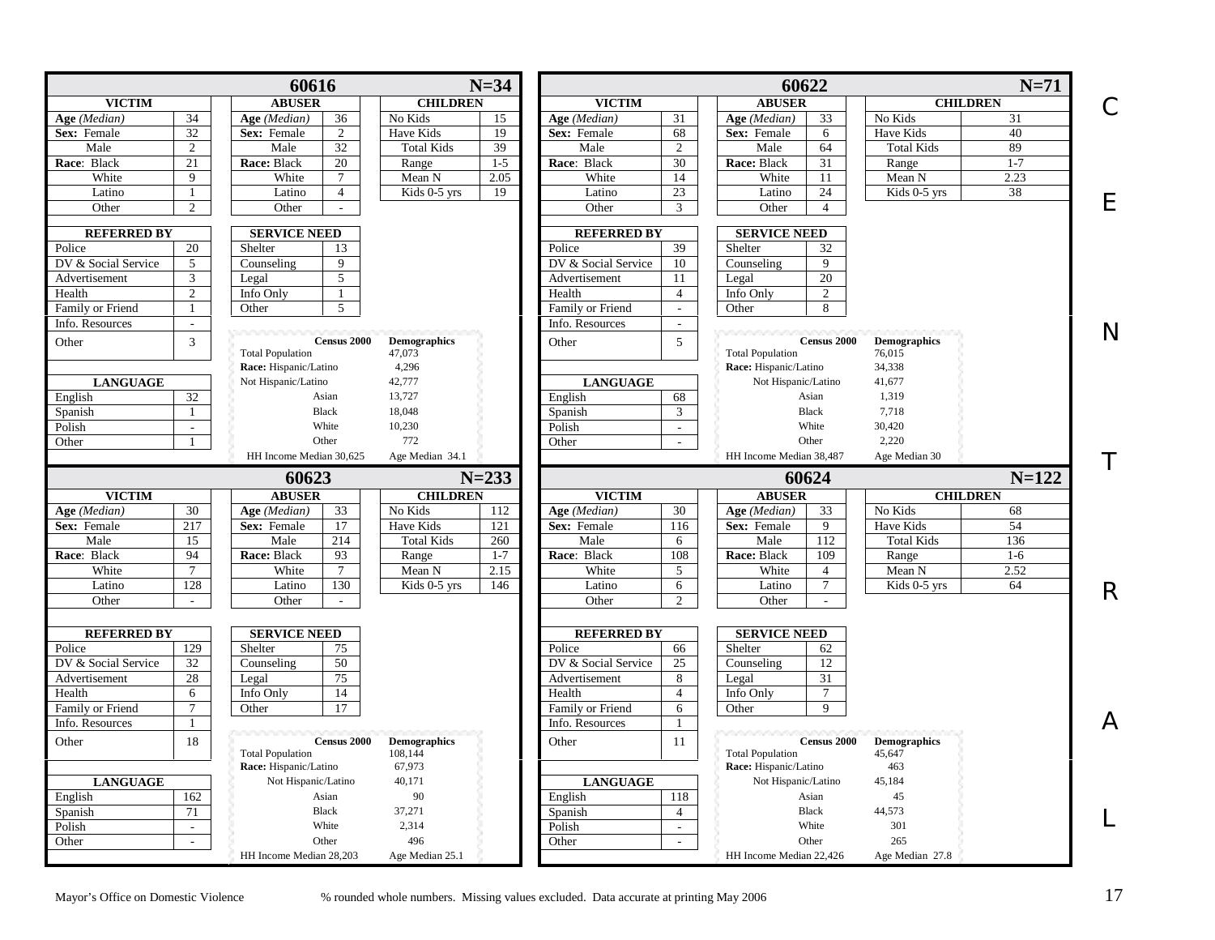## 60616 — N=34

| VICTIM | | ABUSER | | CHILDREN | |
|---|---|---|---|---|---|
| *Age (Median)* | 34 | *Age (Median)* | 36 | No Kids | 15 |
| Sex: Female | 32 | Sex: Female | 2 | Have Kids | 19 |
| Male | 2 | Male | 32 | Total Kids | 39 |
| Race: Black | 21 | Race: Black | 20 | Range | 1-5 |
| White | 9 | White | 7 | Mean N | 2.05 |
| Latino | 1 | Latino | 4 | Kids 0-5 yrs | 19 |
| Other | 2 | Other | - | | |

| REFERRED BY | |
|---|---|
| Police | 20 |
| DV & Social Service | 5 |
| Advertisement | 3 |
| Health | 2 |
| Family or Friend | 1 |
| Info. Resources | - |
| Other | 3 |

| SERVICE NEED | |
|---|---|
| Shelter | 13 |
| Counseling | 9 |
| Legal | 5 |
| Info Only | 1 |
| Other | 5 |

| LANGUAGE | |
|---|---|
| English | 32 |
| Spanish | 1 |
| Polish | - |
| Other | 1 |

| Census 2000 | Demographics |
|---|---|
| Total Population | 47,073 |
| Race: Hispanic/Latino | 4,296 |
| Not Hispanic/Latino | 42,777 |
| Asian | 13,727 |
| Black | 18,048 |
| White | 10,230 |
| Other | 772 |
| HH Income Median 30,625 | Age Median 34.1 |

## 60622 — N=71

| VICTIM | | ABUSER | | CHILDREN | |
|---|---|---|---|---|---|
| *Age (Median)* | 31 | *Age (Median)* | 33 | No Kids | 31 |
| Sex: Female | 68 | Sex: Female | 6 | Have Kids | 40 |
| Male | 2 | Male | 64 | Total Kids | 89 |
| Race: Black | 30 | Race: Black | 31 | Range | 1-7 |
| White | 14 | White | 11 | Mean N | 2.23 |
| Latino | 23 | Latino | 24 | Kids 0-5 yrs | 38 |
| Other | 3 | Other | 4 | | |

| REFERRED BY | |
|---|---|
| Police | 39 |
| DV & Social Service | 10 |
| Advertisement | 11 |
| Health | 4 |
| Family or Friend | - |
| Info. Resources | - |
| Other | 5 |

| SERVICE NEED | |
|---|---|
| Shelter | 32 |
| Counseling | 9 |
| Legal | 20 |
| Info Only | 2 |
| Other | 8 |

| LANGUAGE | |
|---|---|
| English | 68 |
| Spanish | 3 |
| Polish | - |
| Other | - |

| Census 2000 | Demographics |
|---|---|
| Total Population | 76,015 |
| Race: Hispanic/Latino | 34,338 |
| Not Hispanic/Latino | 41,677 |
| Asian | 1,319 |
| Black | 7,718 |
| White | 30,420 |
| Other | 2,220 |
| HH Income Median 38,487 | Age Median 30 |

## 60623 — N=233

| VICTIM | | ABUSER | | CHILDREN | |
|---|---|---|---|---|---|
| *Age (Median)* | 30 | *Age (Median)* | 33 | No Kids | 112 |
| Sex: Female | 217 | Sex: Female | 17 | Have Kids | 121 |
| Male | 15 | Male | 214 | Total Kids | 260 |
| Race: Black | 94 | Race: Black | 93 | Range | 1-7 |
| White | 7 | White | 7 | Mean N | 2.15 |
| Latino | 128 | Latino | 130 | Kids 0-5 yrs | 146 |
| Other | - | Other | - | | |

| REFERRED BY | |
|---|---|
| Police | 129 |
| DV & Social Service | 32 |
| Advertisement | 28 |
| Health | 6 |
| Family or Friend | 7 |
| Info. Resources | 1 |
| Other | 18 |

| SERVICE NEED | |
|---|---|
| Shelter | 75 |
| Counseling | 50 |
| Legal | 75 |
| Info Only | 14 |
| Other | 17 |

| LANGUAGE | |
|---|---|
| English | 162 |
| Spanish | 71 |
| Polish | - |
| Other | - |

| Census 2000 | Demographics |
|---|---|
| Total Population | 108,144 |
| Race: Hispanic/Latino | 67,973 |
| Not Hispanic/Latino | 40,171 |
| Asian | 90 |
| Black | 37,271 |
| White | 2,314 |
| Other | 496 |
| HH Income Median 28,203 | Age Median 25.1 |

## 60624 — N=122

| VICTIM | | ABUSER | | CHILDREN | |
|---|---|---|---|---|---|
| *Age (Median)* | 30 | *Age (Median)* | 33 | No Kids | 68 |
| Sex: Female | 116 | Sex: Female | 9 | Have Kids | 54 |
| Male | 6 | Male | 112 | Total Kids | 136 |
| Race: Black | 108 | Race: Black | 109 | Range | 1-6 |
| White | 5 | White | 4 | Mean N | 2.52 |
| Latino | 6 | Latino | 7 | Kids 0-5 yrs | 64 |
| Other | 2 | Other | - | | |

| REFERRED BY | |
|---|---|
| Police | 66 |
| DV & Social Service | 25 |
| Advertisement | 8 |
| Health | 4 |
| Family or Friend | 6 |
| Info. Resources | 1 |
| Other | 11 |

| SERVICE NEED | |
|---|---|
| Shelter | 62 |
| Counseling | 12 |
| Legal | 31 |
| Info Only | 7 |
| Other | 9 |

| LANGUAGE | |
|---|---|
| English | 118 |
| Spanish | 4 |
| Polish | - |
| Other | - |

| Census 2000 | Demographics |
|---|---|
| Total Population | 45,647 |
| Race: Hispanic/Latino | 463 |
| Not Hispanic/Latino | 45,184 |
| Asian | 45 |
| Black | 44,573 |
| White | 301 |
| Other | 265 |
| HH Income Median 22,426 | Age Median 27.8 |

CENTRAL

Mayor's Office on Domestic Violence — % rounded whole numbers. Missing values excluded. Data accurate at printing May 2006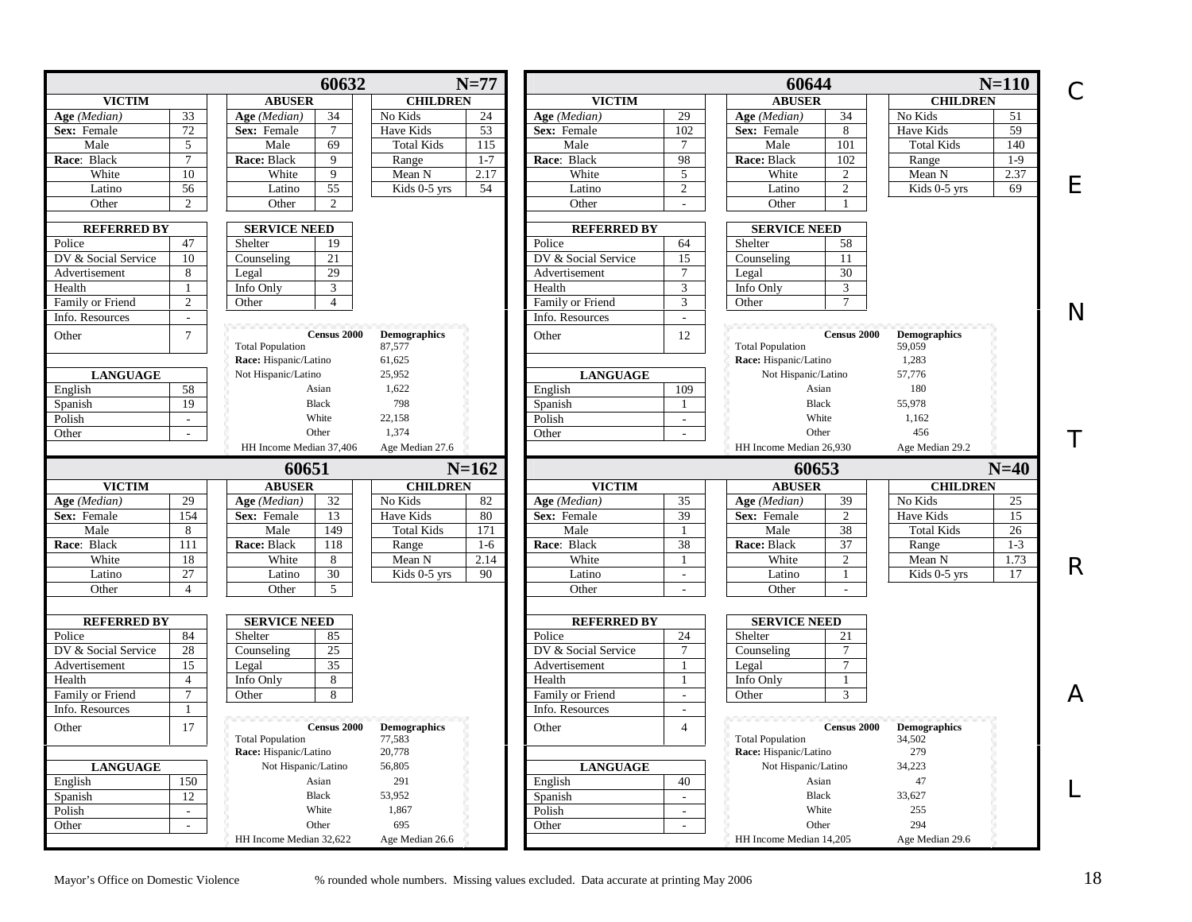## 60632 (N=77)

| VICTIM | | ABUSER | | CHILDREN | |
|---|---|---|---|---|---|
| **Age** *(Median)* | 33 | **Age** *(Median)* | 34 | No Kids | 24 |
| **Sex:** Female | 72 | **Sex:** Female | 7 | Have Kids | 53 |
| Male | 5 | Male | 69 | Total Kids | 115 |
| **Race**: Black | 7 | **Race:** Black | 9 | Range | 1-7 |
| White | 10 | White | 9 | Mean N | 2.17 |
| Latino | 56 | Latino | 55 | Kids 0-5 yrs | 54 |
| Other | 2 | Other | 2 | | |

| REFERRED BY | | SERVICE NEED | |
|---|---|---|---|
| Police | 47 | Shelter | 19 |
| DV & Social Service | 10 | Counseling | 21 |
| Advertisement | 8 | Legal | 29 |
| Health | 1 | Info Only | 3 |
| Family or Friend | 2 | Other | 4 |
| Info. Resources | - | | |
| Other | 7 | | |

| LANGUAGE | |
|---|---|
| English | 58 |
| Spanish | 19 |
| Polish | - |
| Other | - |

| Census 2000 | Demographics |
|---|---|
| Total Population | 87,577 |
| **Race:** Hispanic/Latino | 61,625 |
| Not Hispanic/Latino | 25,952 |
| Asian | 1,622 |
| Black | 798 |
| White | 22,158 |
| Other | 1,374 |
| HH Income Median 37,406 | Age Median 27.6 |

## 60644 (N=110)

| VICTIM | | ABUSER | | CHILDREN | |
|---|---|---|---|---|---|
| **Age** *(Median)* | 29 | **Age** *(Median)* | 34 | No Kids | 51 |
| **Sex:** Female | 102 | **Sex:** Female | 8 | Have Kids | 59 |
| Male | 7 | Male | 101 | Total Kids | 140 |
| **Race**: Black | 98 | **Race:** Black | 102 | Range | 1-9 |
| White | 5 | White | 2 | Mean N | 2.37 |
| Latino | 2 | Latino | 2 | Kids 0-5 yrs | 69 |
| Other | - | Other | 1 | | |

| REFERRED BY | | SERVICE NEED | |
|---|---|---|---|
| Police | 64 | Shelter | 58 |
| DV & Social Service | 15 | Counseling | 11 |
| Advertisement | 7 | Legal | 30 |
| Health | 3 | Info Only | 3 |
| Family or Friend | 3 | Other | 7 |
| Info. Resources | - | | |
| Other | 12 | | |

| LANGUAGE | |
|---|---|
| English | 109 |
| Spanish | 1 |
| Polish | - |
| Other | - |

| Census 2000 | Demographics |
|---|---|
| Total Population | 59,059 |
| **Race:** Hispanic/Latino | 1,283 |
| Not Hispanic/Latino | 57,776 |
| Asian | 180 |
| Black | 55,978 |
| White | 1,162 |
| Other | 456 |
| HH Income Median 26,930 | Age Median 29.2 |

## 60651 (N=162)

| VICTIM | | ABUSER | | CHILDREN | |
|---|---|---|---|---|---|
| **Age** *(Median)* | 29 | **Age** *(Median)* | 32 | No Kids | 82 |
| **Sex:** Female | 154 | **Sex:** Female | 13 | Have Kids | 80 |
| Male | 8 | Male | 149 | Total Kids | 171 |
| **Race**: Black | 111 | **Race:** Black | 118 | Range | 1-6 |
| White | 18 | White | 8 | Mean N | 2.14 |
| Latino | 27 | Latino | 30 | Kids 0-5 yrs | 90 |
| Other | 4 | Other | 5 | | |

| REFERRED BY | | SERVICE NEED | |
|---|---|---|---|
| Police | 84 | Shelter | 85 |
| DV & Social Service | 28 | Counseling | 25 |
| Advertisement | 15 | Legal | 35 |
| Health | 4 | Info Only | 8 |
| Family or Friend | 7 | Other | 8 |
| Info. Resources | 1 | | |
| Other | 17 | | |

| LANGUAGE | |
|---|---|
| English | 150 |
| Spanish | 12 |
| Polish | - |
| Other | - |

| Census 2000 | Demographics |
|---|---|
| Total Population | 77,583 |
| **Race:** Hispanic/Latino | 20,778 |
| Not Hispanic/Latino | 56,805 |
| Asian | 291 |
| Black | 53,952 |
| White | 1,867 |
| Other | 695 |
| HH Income Median 32,622 | Age Median 26.6 |

## 60653 (N=40)

| VICTIM | | ABUSER | | CHILDREN | |
|---|---|---|---|---|---|
| **Age** *(Median)* | 35 | **Age** *(Median)* | 39 | No Kids | 25 |
| **Sex:** Female | 39 | **Sex:** Female | 2 | Have Kids | 15 |
| Male | 1 | Male | 38 | Total Kids | 26 |
| **Race**: Black | 38 | **Race:** Black | 37 | Range | 1-3 |
| White | 1 | White | 2 | Mean N | 1.73 |
| Latino | - | Latino | 1 | Kids 0-5 yrs | 17 |
| Other | - | Other | - | | |

| REFERRED BY | | SERVICE NEED | |
|---|---|---|---|
| Police | 24 | Shelter | 21 |
| DV & Social Service | 7 | Counseling | 7 |
| Advertisement | 1 | Legal | 7 |
| Health | 1 | Info Only | 1 |
| Family or Friend | - | Other | 3 |
| Info. Resources | - | | |
| Other | 4 | | |

| LANGUAGE | |
|---|---|
| English | 40 |
| Spanish | - |
| Polish | - |
| Other | - |

| Census 2000 | Demographics |
|---|---|
| Total Population | 34,502 |
| **Race:** Hispanic/Latino | 279 |
| Not Hispanic/Latino | 34,223 |
| Asian | 47 |
| Black | 33,627 |
| White | 255 |
| Other | 294 |
| HH Income Median 14,205 | Age Median 29.6 |

CENTRAL

Mayor's Office on Domestic Violence — % rounded whole numbers. Missing values excluded. Data accurate at printing May 2006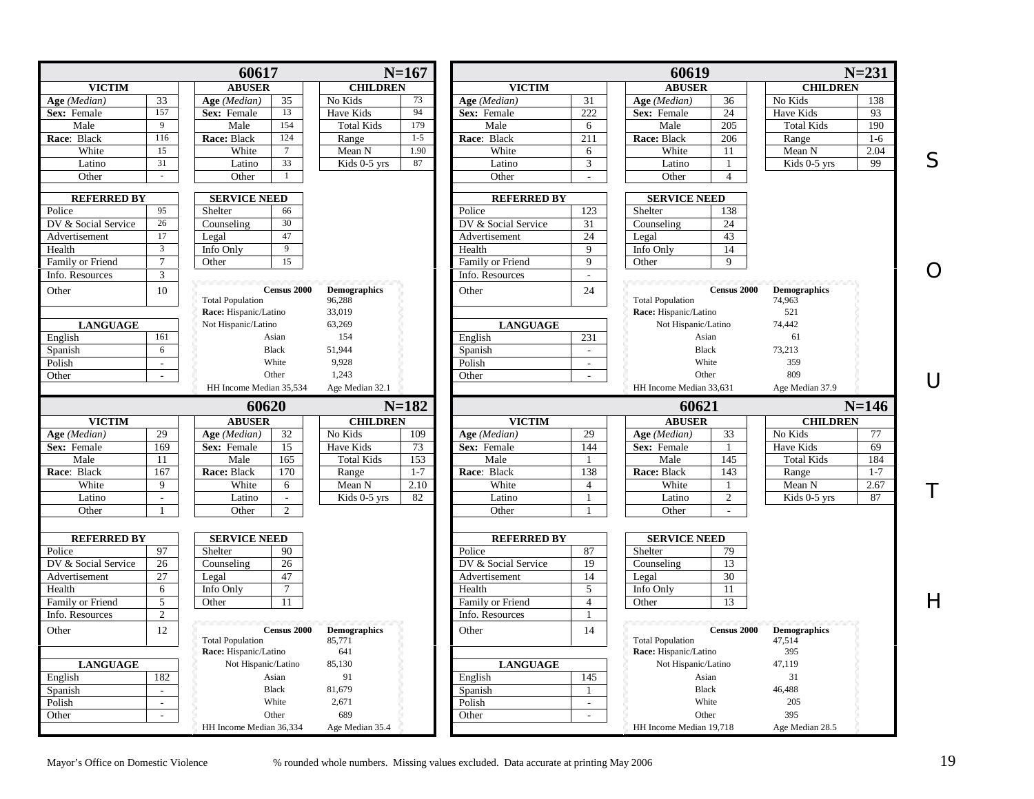## 60617 — N=167

| VICTIM | | ABUSER | | CHILDREN | |
|---|---|---|---|---|---|
| **Age** *(Median)* | 33 | **Age** *(Median)* | 35 | No Kids | 73 |
| **Sex:** Female | 157 | **Sex:** Female | 13 | Have Kids | 94 |
| Male | 9 | Male | 154 | Total Kids | 179 |
| **Race:** Black | 116 | **Race:** Black | 124 | Range | 1-5 |
| White | 15 | White | 7 | Mean N | 1.90 |
| Latino | 31 | Latino | 33 | Kids 0-5 yrs | 87 |
| Other | - | Other | 1 | | |

| REFERRED BY | | SERVICE NEED | |
|---|---|---|---|
| Police | 95 | Shelter | 66 |
| DV & Social Service | 26 | Counseling | 30 |
| Advertisement | 17 | Legal | 47 |
| Health | 3 | Info Only | 9 |
| Family or Friend | 7 | Other | 15 |
| Info. Resources | 3 | | |
| Other | 10 | | |

| LANGUAGE | |
|---|---|
| English | 161 |
| Spanish | 6 |
| Polish | - |
| Other | - |

| Census 2000 | Demographics |
|---|---|
| Total Population | 96,288 |
| **Race:** Hispanic/Latino | 33,019 |
| Not Hispanic/Latino | 63,269 |
| Asian | 154 |
| Black | 51,944 |
| White | 9,928 |
| Other | 1,243 |
| HH Income Median 35,534 | Age Median 32.1 |

## 60619 — N=231

| VICTIM | | ABUSER | | CHILDREN | |
|---|---|---|---|---|---|
| **Age** *(Median)* | 31 | **Age** *(Median)* | 36 | No Kids | 138 |
| **Sex:** Female | 222 | **Sex:** Female | 24 | Have Kids | 93 |
| Male | 6 | Male | 205 | Total Kids | 190 |
| **Race:** Black | 211 | **Race:** Black | 206 | Range | 1-6 |
| White | 6 | White | 11 | Mean N | 2.04 |
| Latino | 3 | Latino | 1 | Kids 0-5 yrs | 99 |
| Other | - | Other | 4 | | |

| REFERRED BY | | SERVICE NEED | |
|---|---|---|---|
| Police | 123 | Shelter | 138 |
| DV & Social Service | 31 | Counseling | 24 |
| Advertisement | 24 | Legal | 43 |
| Health | 9 | Info Only | 14 |
| Family or Friend | 9 | Other | 9 |
| Info. Resources | - | | |
| Other | 24 | | |

| LANGUAGE | |
|---|---|
| English | 231 |
| Spanish | - |
| Polish | - |
| Other | - |

| Census 2000 | Demographics |
|---|---|
| Total Population | 74,963 |
| **Race:** Hispanic/Latino | 521 |
| Not Hispanic/Latino | 74,442 |
| Asian | 61 |
| Black | 73,213 |
| White | 359 |
| Other | 809 |
| HH Income Median 33,631 | Age Median 37.9 |

## 60620 — N=182

| VICTIM | | ABUSER | | CHILDREN | |
|---|---|---|---|---|---|
| **Age** *(Median)* | 29 | **Age** *(Median)* | 32 | No Kids | 109 |
| **Sex:** Female | 169 | **Sex:** Female | 15 | Have Kids | 73 |
| Male | 11 | Male | 165 | Total Kids | 153 |
| **Race:** Black | 167 | **Race:** Black | 170 | Range | 1-7 |
| White | 9 | White | 6 | Mean N | 2.10 |
| Latino | - | Latino | - | Kids 0-5 yrs | 82 |
| Other | 1 | Other | 2 | | |

| REFERRED BY | | SERVICE NEED | |
|---|---|---|---|
| Police | 97 | Shelter | 90 |
| DV & Social Service | 26 | Counseling | 26 |
| Advertisement | 27 | Legal | 47 |
| Health | 6 | Info Only | 7 |
| Family or Friend | 5 | Other | 11 |
| Info. Resources | 2 | | |
| Other | 12 | | |

| LANGUAGE | |
|---|---|
| English | 182 |
| Spanish | - |
| Polish | - |
| Other | - |

| Census 2000 | Demographics |
|---|---|
| Total Population | 85,771 |
| **Race:** Hispanic/Latino | 641 |
| Not Hispanic/Latino | 85,130 |
| Asian | 91 |
| Black | 81,679 |
| White | 2,671 |
| Other | 689 |
| HH Income Median 36,334 | Age Median 35.4 |

## 60621 — N=146

| VICTIM | | ABUSER | | CHILDREN | |
|---|---|---|---|---|---|
| **Age** *(Median)* | 29 | **Age** *(Median)* | 33 | No Kids | 77 |
| **Sex:** Female | 144 | **Sex:** Female | 1 | Have Kids | 69 |
| Male | 1 | Male | 145 | Total Kids | 184 |
| **Race:** Black | 138 | **Race:** Black | 143 | Range | 1-7 |
| White | 4 | White | 1 | Mean N | 2.67 |
| Latino | 1 | Latino | 2 | Kids 0-5 yrs | 87 |
| Other | 1 | Other | - | | |

| REFERRED BY | | SERVICE NEED | |
|---|---|---|---|
| Police | 87 | Shelter | 79 |
| DV & Social Service | 19 | Counseling | 13 |
| Advertisement | 14 | Legal | 30 |
| Health | 5 | Info Only | 11 |
| Family or Friend | 4 | Other | 13 |
| Info. Resources | 1 | | |
| Other | 14 | | |

| LANGUAGE | |
|---|---|
| English | 145 |
| Spanish | 1 |
| Polish | - |
| Other | - |

| Census 2000 | Demographics |
|---|---|
| Total Population | 47,514 |
| **Race:** Hispanic/Latino | 395 |
| Not Hispanic/Latino | 47,119 |
| Asian | 31 |
| Black | 46,488 |
| White | 205 |
| Other | 395 |
| HH Income Median 19,718 | Age Median 28.5 |

SOUTH

Mayor's Office on Domestic Violence — % rounded whole numbers. Missing values excluded. Data accurate at printing May 2006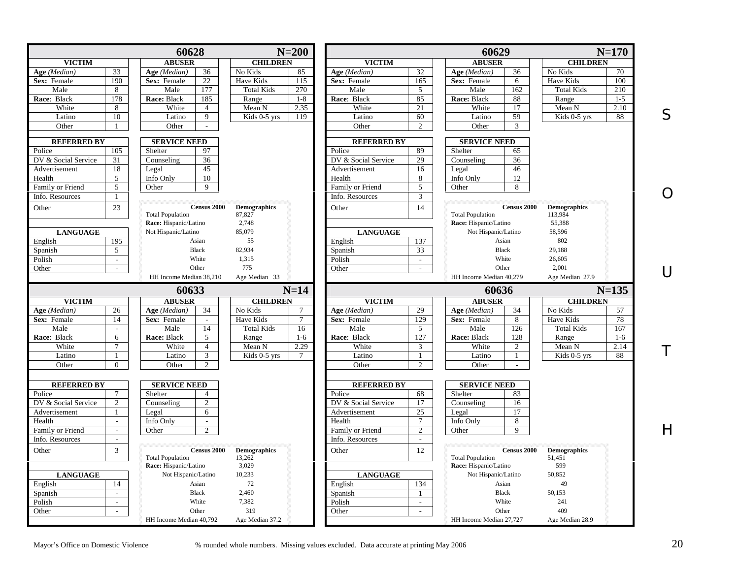## 60628 — N=200

| VICTIM | |
|---|---|
| **Age** *(Median)* | 33 |
| **Sex:** Female | 190 |
| Male | 8 |
| **Race**: Black | 178 |
| White | 8 |
| Latino | 10 |
| Other | 1 |

| ABUSER | |
|---|---|
| **Age** *(Median)* | 36 |
| **Sex:** Female | 22 |
| Male | 177 |
| **Race:** Black | 185 |
| White | 4 |
| Latino | 9 |
| Other | - |

| CHILDREN | |
|---|---|
| No Kids | 85 |
| Have Kids | 115 |
| Total Kids | 270 |
| Range | 1-8 |
| Mean N | 2.35 |
| Kids 0-5 yrs | 119 |

| REFERRED BY | |
|---|---|
| Police | 105 |
| DV & Social Service | 31 |
| Advertisement | 18 |
| Health | 5 |
| Family or Friend | 5 |
| Info. Resources | 1 |
| Other | 23 |

| SERVICE NEED | |
|---|---|
| Shelter | 97 |
| Counseling | 36 |
| Legal | 45 |
| Info Only | 10 |
| Other | 9 |

| LANGUAGE | |
|---|---|
| English | 195 |
| Spanish | 5 |
| Polish | - |
| Other | - |

| Census 2000 | Demographics |
|---|---|
| Total Population | 87,827 |
| Race: Hispanic/Latino | 2,748 |
| Not Hispanic/Latino | 85,079 |
| Asian | 55 |
| Black | 82,934 |
| White | 1,315 |
| Other | 775 |
| HH Income Median 38,210 | Age Median 33 |

## 60629 — N=170

| VICTIM | |
|---|---|
| **Age** *(Median)* | 32 |
| **Sex:** Female | 165 |
| Male | 5 |
| **Race**: Black | 85 |
| White | 21 |
| Latino | 60 |
| Other | 2 |

| ABUSER | |
|---|---|
| **Age** *(Median)* | 36 |
| **Sex:** Female | 6 |
| Male | 162 |
| **Race:** Black | 88 |
| White | 17 |
| Latino | 59 |
| Other | 3 |

| CHILDREN | |
|---|---|
| No Kids | 70 |
| Have Kids | 100 |
| Total Kids | 210 |
| Range | 1-5 |
| Mean N | 2.10 |
| Kids 0-5 yrs | 88 |

| REFERRED BY | |
|---|---|
| Police | 89 |
| DV & Social Service | 29 |
| Advertisement | 16 |
| Health | 8 |
| Family or Friend | 5 |
| Info. Resources | 3 |
| Other | 14 |

| SERVICE NEED | |
|---|---|
| Shelter | 65 |
| Counseling | 36 |
| Legal | 46 |
| Info Only | 12 |
| Other | 8 |

| LANGUAGE | |
|---|---|
| English | 137 |
| Spanish | 33 |
| Polish | - |
| Other | - |

| Census 2000 | Demographics |
|---|---|
| Total Population | 113,984 |
| Race: Hispanic/Latino | 55,388 |
| Not Hispanic/Latino | 58,596 |
| Asian | 802 |
| Black | 29,188 |
| White | 26,605 |
| Other | 2,001 |
| HH Income Median 40,279 | Age Median 27.9 |

## 60633 — N=14

| VICTIM | |
|---|---|
| **Age** *(Median)* | 26 |
| **Sex:** Female | 14 |
| Male | - |
| **Race**: Black | 6 |
| White | 7 |
| Latino | 1 |
| Other | 0 |

| ABUSER | |
|---|---|
| **Age** *(Median)* | 34 |
| **Sex:** Female | - |
| Male | 14 |
| **Race:** Black | 5 |
| White | 4 |
| Latino | 3 |
| Other | 2 |

| CHILDREN | |
|---|---|
| No Kids | 7 |
| Have Kids | 7 |
| Total Kids | 16 |
| Range | 1-6 |
| Mean N | 2.29 |
| Kids 0-5 yrs | 7 |

| REFERRED BY | |
|---|---|
| Police | 7 |
| DV & Social Service | 2 |
| Advertisement | 1 |
| Health | - |
| Family or Friend | - |
| Info. Resources | - |
| Other | 3 |

| SERVICE NEED | |
|---|---|
| Shelter | 4 |
| Counseling | 2 |
| Legal | 6 |
| Info Only | - |
| Other | 2 |

| LANGUAGE | |
|---|---|
| English | 14 |
| Spanish | - |
| Polish | - |
| Other | - |

| Census 2000 | Demographics |
|---|---|
| Total Population | 13,262 |
| Race: Hispanic/Latino | 3,029 |
| Not Hispanic/Latino | 10,233 |
| Asian | 72 |
| Black | 2,460 |
| White | 7,382 |
| Other | 319 |
| HH Income Median 40,792 | Age Median 37.2 |

## 60636 — N=135

| VICTIM | |
|---|---|
| **Age** *(Median)* | 29 |
| **Sex:** Female | 129 |
| Male | 5 |
| **Race**: Black | 127 |
| White | 3 |
| Latino | 1 |
| Other | 2 |

| ABUSER | |
|---|---|
| **Age** *(Median)* | 34 |
| **Sex:** Female | 8 |
| Male | 126 |
| **Race:** Black | 128 |
| White | 2 |
| Latino | 1 |
| Other | - |

| CHILDREN | |
|---|---|
| No Kids | 57 |
| Have Kids | 78 |
| Total Kids | 167 |
| Range | 1-6 |
| Mean N | 2.14 |
| Kids 0-5 yrs | 88 |

| REFERRED BY | |
|---|---|
| Police | 68 |
| DV & Social Service | 17 |
| Advertisement | 25 |
| Health | 7 |
| Family or Friend | 2 |
| Info. Resources | - |
| Other | 12 |

| SERVICE NEED | |
|---|---|
| Shelter | 83 |
| Counseling | 16 |
| Legal | 17 |
| Info Only | 8 |
| Other | 9 |

| LANGUAGE | |
|---|---|
| English | 134 |
| Spanish | 1 |
| Polish | - |
| Other | - |

| Census 2000 | Demographics |
|---|---|
| Total Population | 51,451 |
| Race: Hispanic/Latino | 599 |
| Not Hispanic/Latino | 50,852 |
| Asian | 49 |
| Black | 50,153 |
| White | 241 |
| Other | 409 |
| HH Income Median 27,727 | Age Median 28.9 |

SOUTH

Mayor's Office on Domestic Violence — % rounded whole numbers. Missing values excluded. Data accurate at printing May 2006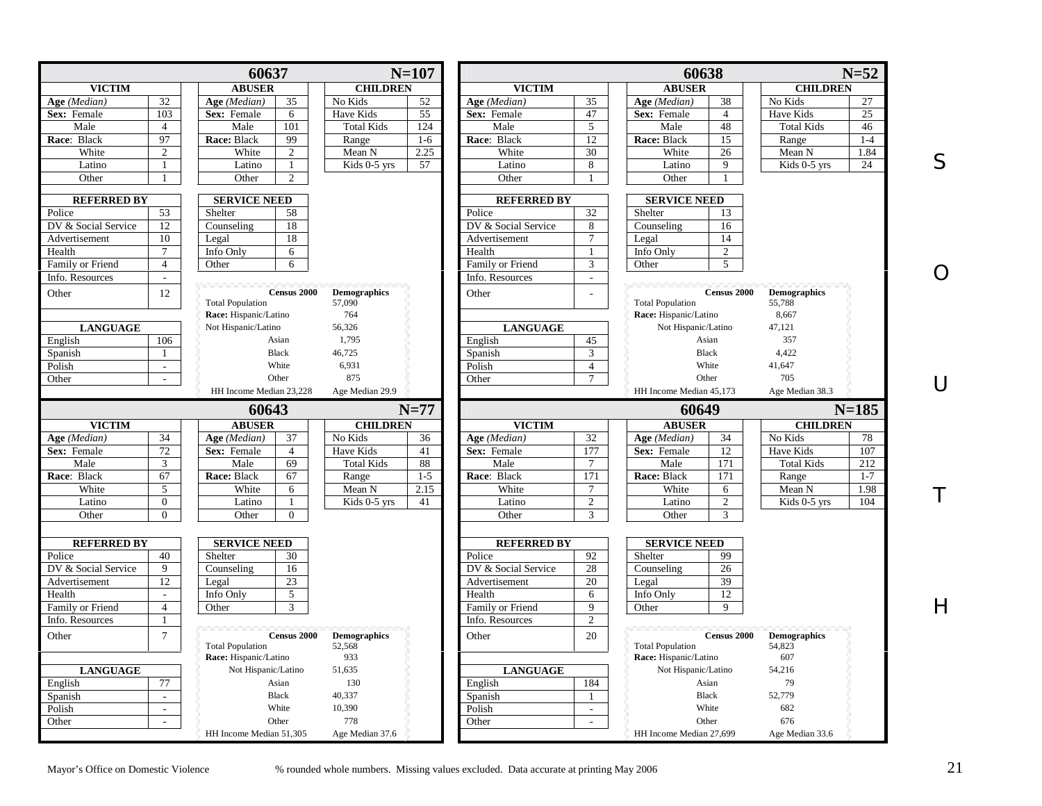# SOUTH

## 60637 — N=107

| VICTIM | |
|---|---|
| Age *(Median)* | 32 |
| Sex: Female | 103 |
| Male | 4 |
| Race: Black | 97 |
| White | 2 |
| Latino | 1 |
| Other | 1 |

| ABUSER | |
|---|---|
| Age *(Median)* | 35 |
| Sex: Female | 6 |
| Male | 101 |
| Race: Black | 99 |
| White | 2 |
| Latino | 1 |
| Other | 2 |

| CHILDREN | |
|---|---|
| No Kids | 52 |
| Have Kids | 55 |
| Total Kids | 124 |
| Range | 1-6 |
| Mean N | 2.25 |
| Kids 0-5 yrs | 57 |

| REFERRED BY | |
|---|---|
| Police | 53 |
| DV & Social Service | 12 |
| Advertisement | 10 |
| Health | 7 |
| Family or Friend | 4 |
| Info. Resources | - |
| Other | 12 |

| SERVICE NEED | |
|---|---|
| Shelter | 58 |
| Counseling | 18 |
| Legal | 18 |
| Info Only | 6 |
| Other | 6 |

| LANGUAGE | |
|---|---|
| English | 106 |
| Spanish | 1 |
| Polish | - |
| Other | - |

| Census 2000 | Demographics |
|---|---|
| Total Population | 57,090 |
| Race: Hispanic/Latino | 764 |
| Not Hispanic/Latino | 56,326 |
| Asian | 1,795 |
| Black | 46,725 |
| White | 6,931 |
| Other | 875 |
| HH Income Median 23,228 | Age Median 29.9 |

## 60638 — N=52

| VICTIM | |
|---|---|
| Age *(Median)* | 35 |
| Sex: Female | 47 |
| Male | 5 |
| Race: Black | 12 |
| White | 30 |
| Latino | 8 |
| Other | 1 |

| ABUSER | |
|---|---|
| Age *(Median)* | 38 |
| Sex: Female | 4 |
| Male | 48 |
| Race: Black | 15 |
| White | 26 |
| Latino | 9 |
| Other | 1 |

| CHILDREN | |
|---|---|
| No Kids | 27 |
| Have Kids | 25 |
| Total Kids | 46 |
| Range | 1-4 |
| Mean N | 1.84 |
| Kids 0-5 yrs | 24 |

| REFERRED BY | |
|---|---|
| Police | 32 |
| DV & Social Service | 8 |
| Advertisement | 7 |
| Health | 1 |
| Family or Friend | 3 |
| Info. Resources | - |
| Other | - |

| SERVICE NEED | |
|---|---|
| Shelter | 13 |
| Counseling | 16 |
| Legal | 14 |
| Info Only | 2 |
| Other | 5 |

| LANGUAGE | |
|---|---|
| English | 45 |
| Spanish | 3 |
| Polish | 4 |
| Other | 7 |

| Census 2000 | Demographics |
|---|---|
| Total Population | 55,788 |
| Race: Hispanic/Latino | 8,667 |
| Not Hispanic/Latino | 47,121 |
| Asian | 357 |
| Black | 4,422 |
| White | 41,647 |
| Other | 705 |
| HH Income Median 45,173 | Age Median 38.3 |

## 60643 — N=77

| VICTIM | |
|---|---|
| Age *(Median)* | 34 |
| Sex: Female | 72 |
| Male | 3 |
| Race: Black | 67 |
| White | 5 |
| Latino | 0 |
| Other | 0 |

| ABUSER | |
|---|---|
| Age *(Median)* | 37 |
| Sex: Female | 4 |
| Male | 69 |
| Race: Black | 67 |
| White | 6 |
| Latino | 1 |
| Other | 0 |

| CHILDREN | |
|---|---|
| No Kids | 36 |
| Have Kids | 41 |
| Total Kids | 88 |
| Range | 1-5 |
| Mean N | 2.15 |
| Kids 0-5 yrs | 41 |

| REFERRED BY | |
|---|---|
| Police | 40 |
| DV & Social Service | 9 |
| Advertisement | 12 |
| Health | - |
| Family or Friend | 4 |
| Info. Resources | 1 |
| Other | 7 |

| SERVICE NEED | |
|---|---|
| Shelter | 30 |
| Counseling | 16 |
| Legal | 23 |
| Info Only | 5 |
| Other | 3 |

| LANGUAGE | |
|---|---|
| English | 77 |
| Spanish | - |
| Polish | - |
| Other | - |

| Census 2000 | Demographics |
|---|---|
| Total Population | 52,568 |
| Race: Hispanic/Latino | 933 |
| Not Hispanic/Latino | 51,635 |
| Asian | 130 |
| Black | 40,337 |
| White | 10,390 |
| Other | 778 |
| HH Income Median 51,305 | Age Median 37.6 |

## 60649 — N=185

| VICTIM | |
|---|---|
| Age *(Median)* | 32 |
| Sex: Female | 177 |
| Male | 7 |
| Race: Black | 171 |
| White | 7 |
| Latino | 2 |
| Other | 3 |

| ABUSER | |
|---|---|
| Age *(Median)* | 34 |
| Sex: Female | 12 |
| Male | 171 |
| Race: Black | 171 |
| White | 6 |
| Latino | 2 |
| Other | 3 |

| CHILDREN | |
|---|---|
| No Kids | 78 |
| Have Kids | 107 |
| Total Kids | 212 |
| Range | 1-7 |
| Mean N | 1.98 |
| Kids 0-5 yrs | 104 |

| REFERRED BY | |
|---|---|
| Police | 92 |
| DV & Social Service | 28 |
| Advertisement | 20 |
| Health | 6 |
| Family or Friend | 9 |
| Info. Resources | 2 |
| Other | 20 |

| SERVICE NEED | |
|---|---|
| Shelter | 99 |
| Counseling | 26 |
| Legal | 39 |
| Info Only | 12 |
| Other | 9 |

| LANGUAGE | |
|---|---|
| English | 184 |
| Spanish | 1 |
| Polish | - |
| Other | - |

| Census 2000 | Demographics |
|---|---|
| Total Population | 54,823 |
| Race: Hispanic/Latino | 607 |
| Not Hispanic/Latino | 54,216 |
| Asian | 79 |
| Black | 52,779 |
| White | 682 |
| Other | 676 |
| HH Income Median 27,699 | Age Median 33.6 |

Mayor's Office on Domestic Violence — % rounded whole numbers. Missing values excluded. Data accurate at printing May 2006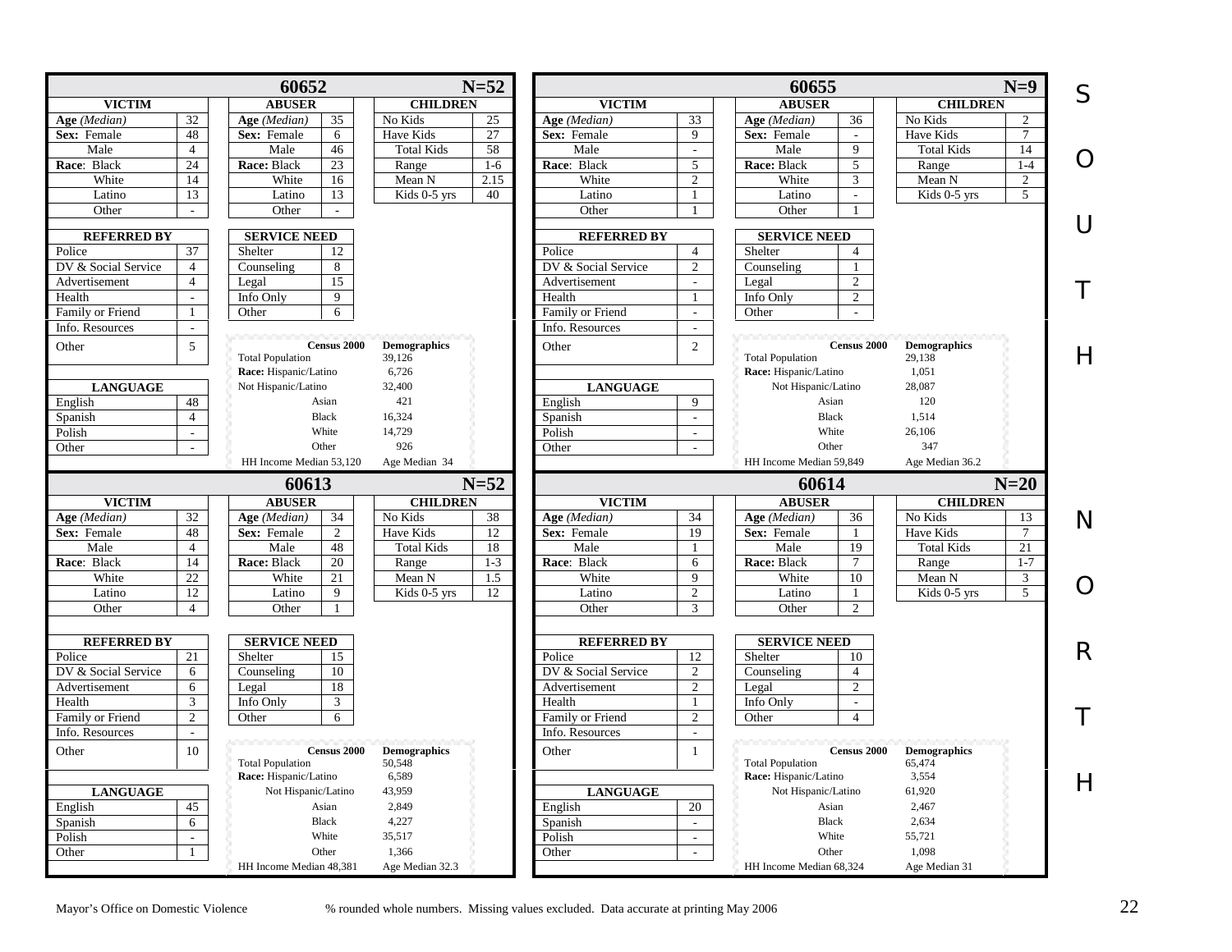# SOUTH

## 60652 (N=52)

| VICTIM | | ABUSER | | CHILDREN | |
|---|---|---|---|---|---|
| Age *(Median)* | 32 | Age *(Median)* | 35 | No Kids | 25 |
| Sex: Female | 48 | Sex: Female | 6 | Have Kids | 27 |
| Male | 4 | Male | 46 | Total Kids | 58 |
| Race: Black | 24 | Race: Black | 23 | Range | 1-6 |
| White | 14 | White | 16 | Mean N | 2.15 |
| Latino | 13 | Latino | 13 | Kids 0-5 yrs | 40 |
| Other | - | Other | - | | |

| REFERRED BY | | SERVICE NEED | |
|---|---|---|---|
| Police | 37 | Shelter | 12 |
| DV & Social Service | 4 | Counseling | 8 |
| Advertisement | 4 | Legal | 15 |
| Health | - | Info Only | 9 |
| Family or Friend | 1 | Other | 6 |
| Info. Resources | - | | |
| Other | 5 | | |

| LANGUAGE | |
|---|---|
| English | 48 |
| Spanish | 4 |
| Polish | - |
| Other | - |

| Census 2000 | Demographics |
|---|---|
| Total Population | 39,126 |
| Race: Hispanic/Latino | 6,726 |
| Not Hispanic/Latino | 32,400 |
| Asian | 421 |
| Black | 16,324 |
| White | 14,729 |
| Other | 926 |
| HH Income Median 53,120 | Age Median 34 |

## 60655 (N=9)

| VICTIM | | ABUSER | | CHILDREN | |
|---|---|---|---|---|---|
| Age *(Median)* | 33 | Age *(Median)* | 36 | No Kids | 2 |
| Sex: Female | 9 | Sex: Female | - | Have Kids | 7 |
| Male | - | Male | 9 | Total Kids | 14 |
| Race: Black | 5 | Race: Black | 5 | Range | 1-4 |
| White | 2 | White | 3 | Mean N | 2 |
| Latino | 1 | Latino | - | Kids 0-5 yrs | 5 |
| Other | 1 | Other | 1 | | |

| REFERRED BY | | SERVICE NEED | |
|---|---|---|---|
| Police | 4 | Shelter | 4 |
| DV & Social Service | 2 | Counseling | 1 |
| Advertisement | - | Legal | 2 |
| Health | 1 | Info Only | 2 |
| Family or Friend | - | Other | - |
| Info. Resources | - | | |
| Other | 2 | | |

| LANGUAGE | |
|---|---|
| English | 9 |
| Spanish | - |
| Polish | - |
| Other | - |

| Census 2000 | Demographics |
|---|---|
| Total Population | 29,138 |
| Race: Hispanic/Latino | 1,051 |
| Not Hispanic/Latino | 28,087 |
| Asian | 120 |
| Black | 1,514 |
| White | 26,106 |
| Other | 347 |
| HH Income Median 59,849 | Age Median 36.2 |

# NORTH

## 60613 (N=52)

| VICTIM | | ABUSER | | CHILDREN | |
|---|---|---|---|---|---|
| Age *(Median)* | 32 | Age *(Median)* | 34 | No Kids | 38 |
| Sex: Female | 48 | Sex: Female | 2 | Have Kids | 12 |
| Male | 4 | Male | 48 | Total Kids | 18 |
| Race: Black | 14 | Race: Black | 20 | Range | 1-3 |
| White | 22 | White | 21 | Mean N | 1.5 |
| Latino | 12 | Latino | 9 | Kids 0-5 yrs | 12 |
| Other | 4 | Other | 1 | | |

| REFERRED BY | | SERVICE NEED | |
|---|---|---|---|
| Police | 21 | Shelter | 15 |
| DV & Social Service | 6 | Counseling | 10 |
| Advertisement | 6 | Legal | 18 |
| Health | 3 | Info Only | 3 |
| Family or Friend | 2 | Other | 6 |
| Info. Resources | - | | |
| Other | 10 | | |

| LANGUAGE | |
|---|---|
| English | 45 |
| Spanish | 6 |
| Polish | - |
| Other | 1 |

| Census 2000 | Demographics |
|---|---|
| Total Population | 50,548 |
| Race: Hispanic/Latino | 6,589 |
| Not Hispanic/Latino | 43,959 |
| Asian | 2,849 |
| Black | 4,227 |
| White | 35,517 |
| Other | 1,366 |
| HH Income Median 48,381 | Age Median 32.3 |

## 60614 (N=20)

| VICTIM | | ABUSER | | CHILDREN | |
|---|---|---|---|---|---|
| Age *(Median)* | 34 | Age *(Median)* | 36 | No Kids | 13 |
| Sex: Female | 19 | Sex: Female | 1 | Have Kids | 7 |
| Male | 1 | Male | 19 | Total Kids | 21 |
| Race: Black | 6 | Race: Black | 7 | Range | 1-7 |
| White | 9 | White | 10 | Mean N | 3 |
| Latino | 2 | Latino | 1 | Kids 0-5 yrs | 5 |
| Other | 3 | Other | 2 | | |

| REFERRED BY | | SERVICE NEED | |
|---|---|---|---|
| Police | 12 | Shelter | 10 |
| DV & Social Service | 2 | Counseling | 4 |
| Advertisement | 2 | Legal | 2 |
| Health | 1 | Info Only | - |
| Family or Friend | 2 | Other | 4 |
| Info. Resources | - | | |
| Other | 1 | | |

| LANGUAGE | |
|---|---|
| English | 20 |
| Spanish | - |
| Polish | - |
| Other | - |

| Census 2000 | Demographics |
|---|---|
| Total Population | 65,474 |
| Race: Hispanic/Latino | 3,554 |
| Not Hispanic/Latino | 61,920 |
| Asian | 2,467 |
| Black | 2,634 |
| White | 55,721 |
| Other | 1,098 |
| HH Income Median 68,324 | Age Median 31 |

Mayor's Office on Domestic Violence — % rounded whole numbers. Missing values excluded. Data accurate at printing May 2006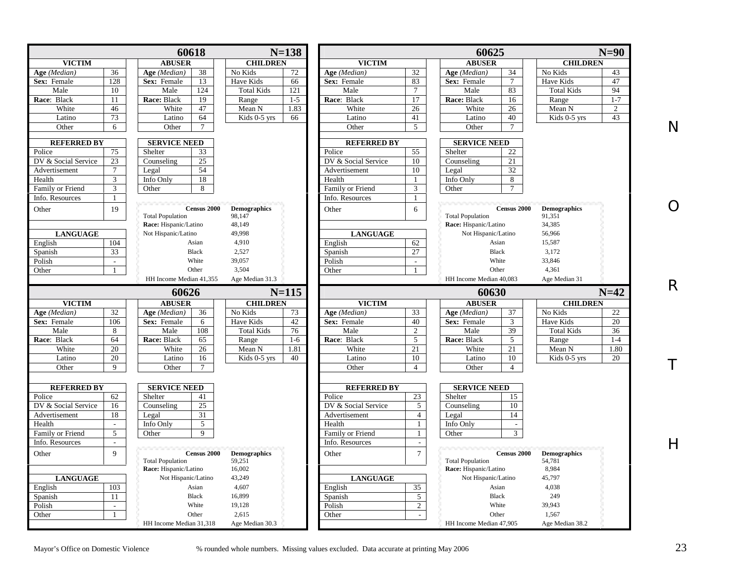# NORTH

## 60618 — N=138

| VICTIM | | ABUSER | | CHILDREN | |
|---|---|---|---|---|---|
| **Age** *(Median)* | 36 | **Age** *(Median)* | 38 | No Kids | 72 |
| **Sex:** Female | 128 | **Sex:** Female | 13 | Have Kids | 66 |
| Male | 10 | Male | 124 | Total Kids | 121 |
| **Race**: Black | 11 | **Race:** Black | 19 | Range | 1-5 |
| White | 46 | White | 47 | Mean N | 1.83 |
| Latino | 73 | Latino | 64 | Kids 0-5 yrs | 66 |
| Other | 6 | Other | 7 | | |

| REFERRED BY | | SERVICE NEED | |
|---|---|---|---|
| Police | 75 | Shelter | 33 |
| DV & Social Service | 23 | Counseling | 25 |
| Advertisement | 7 | Legal | 54 |
| Health | 3 | Info Only | 18 |
| Family or Friend | 3 | Other | 8 |
| Info. Resources | 1 | | |
| Other | 19 | | |

| LANGUAGE | |
|---|---|
| English | 104 |
| Spanish | 33 |
| Polish | - |
| Other | 1 |

| Census 2000 | Demographics |
|---|---|
| Total Population | 98,147 |
| **Race:** Hispanic/Latino | 48,149 |
| Not Hispanic/Latino | 49,998 |
| Asian | 4,910 |
| Black | 2,527 |
| White | 39,057 |
| Other | 3,504 |
| HH Income Median 41,355 | Age Median 31.3 |

## 60625 — N=90

| VICTIM | | ABUSER | | CHILDREN | |
|---|---|---|---|---|---|
| **Age** *(Median)* | 32 | **Age** *(Median)* | 34 | No Kids | 43 |
| **Sex:** Female | 83 | **Sex:** Female | 7 | Have Kids | 47 |
| Male | 7 | Male | 83 | Total Kids | 94 |
| **Race**: Black | 17 | **Race:** Black | 16 | Range | 1-7 |
| White | 26 | White | 26 | Mean N | 2 |
| Latino | 41 | Latino | 40 | Kids 0-5 yrs | 43 |
| Other | 5 | Other | 7 | | |

| REFERRED BY | | SERVICE NEED | |
|---|---|---|---|
| Police | 55 | Shelter | 22 |
| DV & Social Service | 10 | Counseling | 21 |
| Advertisement | 10 | Legal | 32 |
| Health | 1 | Info Only | 8 |
| Family or Friend | 3 | Other | 7 |
| Info. Resources | 1 | | |
| Other | 6 | | |

| LANGUAGE | |
|---|---|
| English | 62 |
| Spanish | 27 |
| Polish | - |
| Other | 1 |

| Census 2000 | Demographics |
|---|---|
| Total Population | 91,351 |
| **Race:** Hispanic/Latino | 34,385 |
| Not Hispanic/Latino | 56,966 |
| Asian | 15,587 |
| Black | 3,172 |
| White | 33,846 |
| Other | 4,361 |
| HH Income Median 40,083 | Age Median 31 |

## 60626 — N=115

| VICTIM | | ABUSER | | CHILDREN | |
|---|---|---|---|---|---|
| **Age** *(Median)* | 32 | **Age** *(Median)* | 36 | No Kids | 73 |
| **Sex:** Female | 106 | **Sex:** Female | 6 | Have Kids | 42 |
| Male | 8 | Male | 108 | Total Kids | 76 |
| **Race**: Black | 64 | **Race:** Black | 65 | Range | 1-6 |
| White | 20 | White | 26 | Mean N | 1.81 |
| Latino | 20 | Latino | 16 | Kids 0-5 yrs | 40 |
| Other | 9 | Other | 7 | | |

| REFERRED BY | | SERVICE NEED | |
|---|---|---|---|
| Police | 62 | Shelter | 41 |
| DV & Social Service | 16 | Counseling | 25 |
| Advertisement | 18 | Legal | 31 |
| Health | - | Info Only | 5 |
| Family or Friend | 5 | Other | 9 |
| Info. Resources | - | | |
| Other | 9 | | |

| LANGUAGE | |
|---|---|
| English | 103 |
| Spanish | 11 |
| Polish | - |
| Other | 1 |

| Census 2000 | Demographics |
|---|---|
| Total Population | 59,251 |
| **Race:** Hispanic/Latino | 16,002 |
| Not Hispanic/Latino | 43,249 |
| Asian | 4,607 |
| Black | 16,899 |
| White | 19,128 |
| Other | 2,615 |
| HH Income Median 31,318 | Age Median 30.3 |

## 60630 — N=42

| VICTIM | | ABUSER | | CHILDREN | |
|---|---|---|---|---|---|
| **Age** *(Median)* | 33 | **Age** *(Median)* | 37 | No Kids | 22 |
| **Sex:** Female | 40 | **Sex:** Female | 3 | Have Kids | 20 |
| Male | 2 | Male | 39 | Total Kids | 36 |
| **Race**: Black | 5 | **Race:** Black | 5 | Range | 1-4 |
| White | 21 | White | 21 | Mean N | 1.80 |
| Latino | 10 | Latino | 10 | Kids 0-5 yrs | 20 |
| Other | 4 | Other | 4 | | |

| REFERRED BY | | SERVICE NEED | |
|---|---|---|---|
| Police | 23 | Shelter | 15 |
| DV & Social Service | 5 | Counseling | 10 |
| Advertisement | 4 | Legal | 14 |
| Health | 1 | Info Only | - |
| Family or Friend | 1 | Other | 3 |
| Info. Resources | - | | |
| Other | 7 | | |

| LANGUAGE | |
|---|---|
| English | 35 |
| Spanish | 5 |
| Polish | 2 |
| Other | - |

| Census 2000 | Demographics |
|---|---|
| Total Population | 54,781 |
| **Race:** Hispanic/Latino | 8,984 |
| Not Hispanic/Latino | 45,797 |
| Asian | 4,038 |
| Black | 249 |
| White | 39,943 |
| Other | 1,567 |
| HH Income Median 47,905 | Age Median 38.2 |

Mayor's Office on Domestic Violence % rounded whole numbers. Missing values excluded. Data accurate at printing May 2006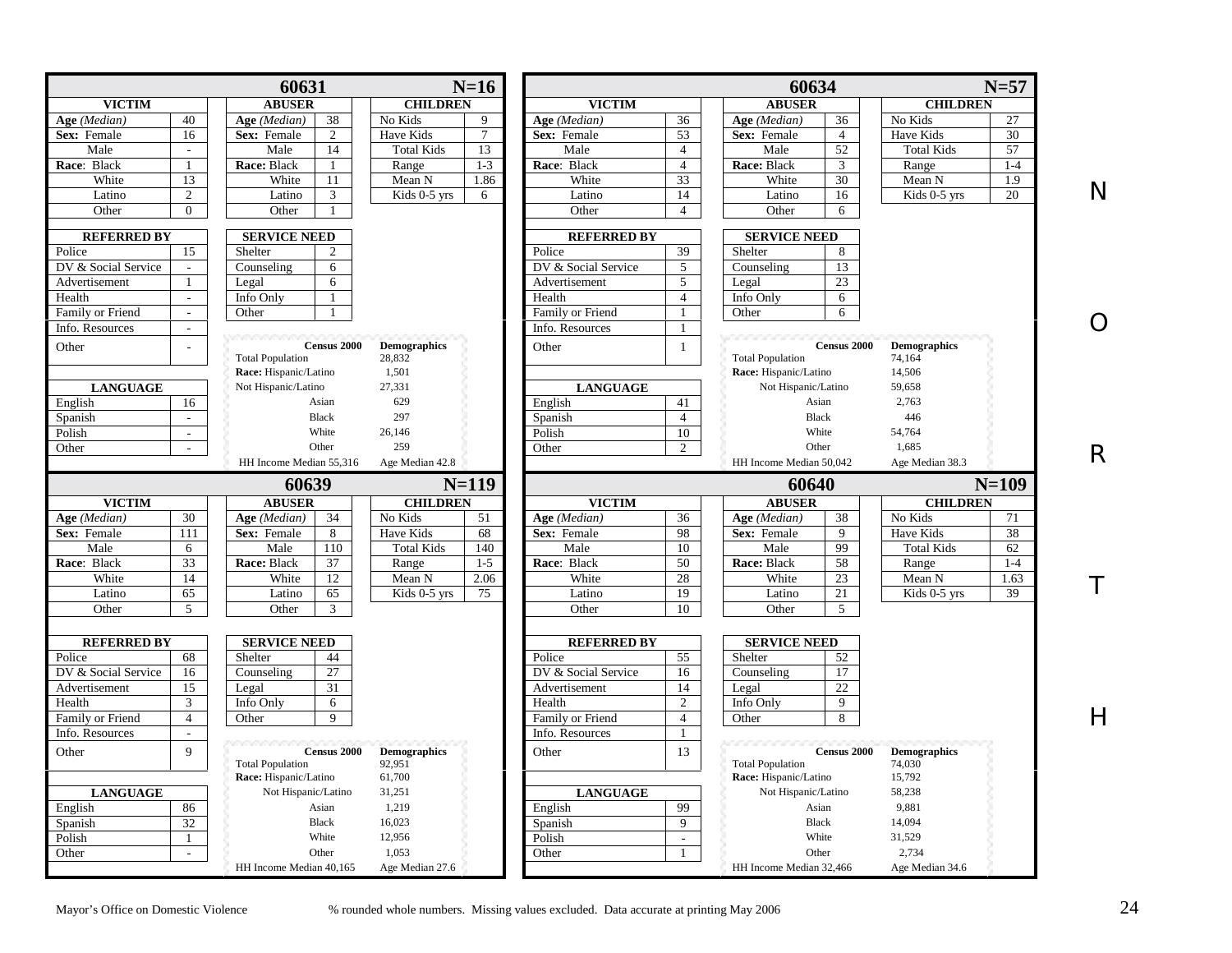## 60631 — N=16

| VICTIM | | ABUSER | | CHILDREN | |
|---|---|---|---|---|---|
| **Age** *(Median)* | 40 | **Age** *(Median)* | 38 | No Kids | 9 |
| **Sex:** Female | 16 | **Sex:** Female | 2 | Have Kids | 7 |
| Male | - | Male | 14 | Total Kids | 13 |
| **Race:** Black | 1 | **Race:** Black | 1 | Range | 1-3 |
| White | 13 | White | 11 | Mean N | 1.86 |
| Latino | 2 | Latino | 3 | Kids 0-5 yrs | 6 |
| Other | 0 | Other | 1 | | |

| REFERRED BY | | SERVICE NEED | |
|---|---|---|---|
| Police | 15 | Shelter | 2 |
| DV & Social Service | - | Counseling | 6 |
| Advertisement | 1 | Legal | 6 |
| Health | - | Info Only | 1 |
| Family or Friend | - | Other | 1 |
| Info. Resources | - | | |
| Other | - | | |

| LANGUAGE | |
|---|---|
| English | 16 |
| Spanish | - |
| Polish | - |
| Other | - |

| Census 2000 | Demographics |
|---|---|
| Total Population | 28,832 |
| **Race:** Hispanic/Latino | 1,501 |
| Not Hispanic/Latino | 27,331 |
| Asian | 629 |
| Black | 297 |
| White | 26,146 |
| Other | 259 |
| HH Income Median 55,316 | Age Median 42.8 |

## 60634 — N=57

| VICTIM | | ABUSER | | CHILDREN | |
|---|---|---|---|---|---|
| **Age** *(Median)* | 36 | **Age** *(Median)* | 36 | No Kids | 27 |
| **Sex:** Female | 53 | **Sex:** Female | 4 | Have Kids | 30 |
| Male | 4 | Male | 52 | Total Kids | 57 |
| **Race:** Black | 4 | **Race:** Black | 3 | Range | 1-4 |
| White | 33 | White | 30 | Mean N | 1.9 |
| Latino | 14 | Latino | 16 | Kids 0-5 yrs | 20 |
| Other | 4 | Other | 6 | | |

| REFERRED BY | | SERVICE NEED | |
|---|---|---|---|
| Police | 39 | Shelter | 8 |
| DV & Social Service | 5 | Counseling | 13 |
| Advertisement | 5 | Legal | 23 |
| Health | 4 | Info Only | 6 |
| Family or Friend | 1 | Other | 6 |
| Info. Resources | 1 | | |
| Other | 1 | | |

| LANGUAGE | |
|---|---|
| English | 41 |
| Spanish | 4 |
| Polish | 10 |
| Other | 2 |

| Census 2000 | Demographics |
|---|---|
| Total Population | 74,164 |
| **Race:** Hispanic/Latino | 14,506 |
| Not Hispanic/Latino | 59,658 |
| Asian | 2,763 |
| Black | 446 |
| White | 54,764 |
| Other | 1,685 |
| HH Income Median 50,042 | Age Median 38.3 |

## 60639 — N=119

| VICTIM | | ABUSER | | CHILDREN | |
|---|---|---|---|---|---|
| **Age** *(Median)* | 30 | **Age** *(Median)* | 34 | No Kids | 51 |
| **Sex:** Female | 111 | **Sex:** Female | 8 | Have Kids | 68 |
| Male | 6 | Male | 110 | Total Kids | 140 |
| **Race:** Black | 33 | **Race:** Black | 37 | Range | 1-5 |
| White | 14 | White | 12 | Mean N | 2.06 |
| Latino | 65 | Latino | 65 | Kids 0-5 yrs | 75 |
| Other | 5 | Other | 3 | | |

| REFERRED BY | | SERVICE NEED | |
|---|---|---|---|
| Police | 68 | Shelter | 44 |
| DV & Social Service | 16 | Counseling | 27 |
| Advertisement | 15 | Legal | 31 |
| Health | 3 | Info Only | 6 |
| Family or Friend | 4 | Other | 9 |
| Info. Resources | - | | |
| Other | 9 | | |

| LANGUAGE | |
|---|---|
| English | 86 |
| Spanish | 32 |
| Polish | 1 |
| Other | - |

| Census 2000 | Demographics |
|---|---|
| Total Population | 92,951 |
| **Race:** Hispanic/Latino | 61,700 |
| Not Hispanic/Latino | 31,251 |
| Asian | 1,219 |
| Black | 16,023 |
| White | 12,956 |
| Other | 1,053 |
| HH Income Median 40,165 | Age Median 27.6 |

## 60640 — N=109

| VICTIM | | ABUSER | | CHILDREN | |
|---|---|---|---|---|---|
| **Age** *(Median)* | 36 | **Age** *(Median)* | 38 | No Kids | 71 |
| **Sex:** Female | 98 | **Sex:** Female | 9 | Have Kids | 38 |
| Male | 10 | Male | 99 | Total Kids | 62 |
| **Race:** Black | 50 | **Race:** Black | 58 | Range | 1-4 |
| White | 28 | White | 23 | Mean N | 1.63 |
| Latino | 19 | Latino | 21 | Kids 0-5 yrs | 39 |
| Other | 10 | Other | 5 | | |

| REFERRED BY | | SERVICE NEED | |
|---|---|---|---|
| Police | 55 | Shelter | 52 |
| DV & Social Service | 16 | Counseling | 17 |
| Advertisement | 14 | Legal | 22 |
| Health | 2 | Info Only | 9 |
| Family or Friend | 4 | Other | 8 |
| Info. Resources | 1 | | |
| Other | 13 | | |

| LANGUAGE | |
|---|---|
| English | 99 |
| Spanish | 9 |
| Polish | - |
| Other | 1 |

| Census 2000 | Demographics |
|---|---|
| Total Population | 74,030 |
| **Race:** Hispanic/Latino | 15,792 |
| Not Hispanic/Latino | 58,238 |
| Asian | 9,881 |
| Black | 14,094 |
| White | 31,529 |
| Other | 2,734 |
| HH Income Median 32,466 | Age Median 34.6 |

NORTH

Mayor's Office on Domestic Violence — % rounded whole numbers. Missing values excluded. Data accurate at printing May 2006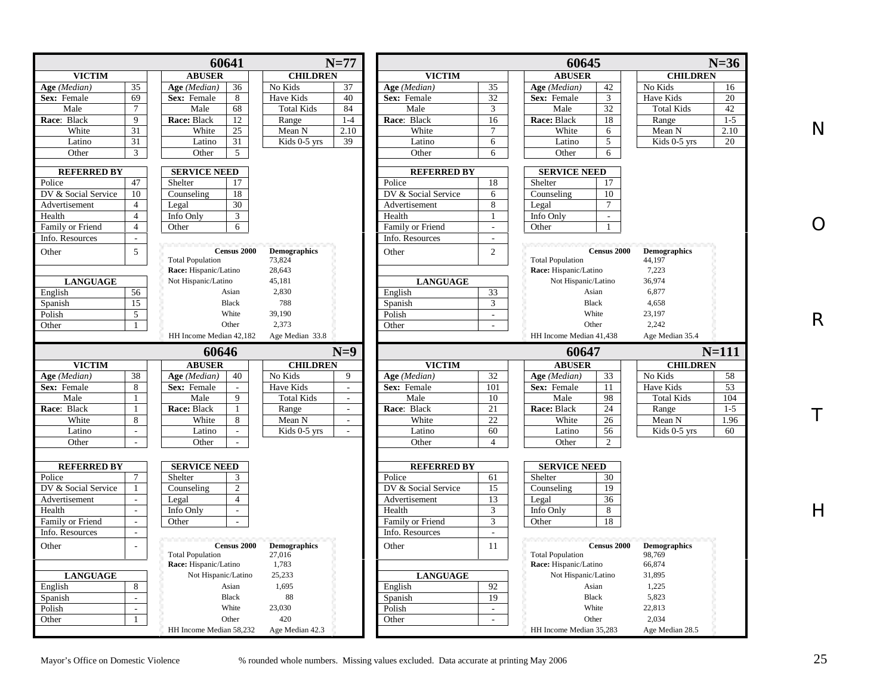## 60641 — N=77

| VICTIM | | ABUSER | | CHILDREN | |
|---|---|---|---|---|---|
| Age *(Median)* | 35 | Age *(Median)* | 36 | No Kids | 37 |
| Sex: Female | 69 | Sex: Female | 8 | Have Kids | 40 |
| Male | 7 | Male | 68 | Total Kids | 84 |
| Race: Black | 9 | Race: Black | 12 | Range | 1-4 |
| White | 31 | White | 25 | Mean N | 2.10 |
| Latino | 31 | Latino | 31 | Kids 0-5 yrs | 39 |
| Other | 3 | Other | 5 | | |

| REFERRED BY | | SERVICE NEED | |
|---|---|---|---|
| Police | 47 | Shelter | 17 |
| DV & Social Service | 10 | Counseling | 18 |
| Advertisement | 4 | Legal | 30 |
| Health | 4 | Info Only | 3 |
| Family or Friend | 4 | Other | 6 |
| Info. Resources | - | | |
| Other | 5 | | |

| LANGUAGE | |
|---|---|
| English | 56 |
| Spanish | 15 |
| Polish | 5 |
| Other | 1 |

| | Census 2000 | Demographics |
|---|---|---|
| Total Population | | 73,824 |
| Race: Hispanic/Latino | | 28,643 |
| Not Hispanic/Latino | | 45,181 |
| | Asian | 2,830 |
| | Black | 788 |
| | White | 39,190 |
| | Other | 2,373 |
| HH Income Median 42,182 | | Age Median 33.8 |

## 60645 — N=36

| VICTIM | | ABUSER | | CHILDREN | |
|---|---|---|---|---|---|
| Age *(Median)* | 35 | Age *(Median)* | 42 | No Kids | 16 |
| Sex: Female | 32 | Sex: Female | 3 | Have Kids | 20 |
| Male | 3 | Male | 32 | Total Kids | 42 |
| Race: Black | 16 | Race: Black | 18 | Range | 1-5 |
| White | 7 | White | 6 | Mean N | 2.10 |
| Latino | 6 | Latino | 5 | Kids 0-5 yrs | 20 |
| Other | 6 | Other | 6 | | |

| REFERRED BY | | SERVICE NEED | |
|---|---|---|---|
| Police | 18 | Shelter | 17 |
| DV & Social Service | 6 | Counseling | 10 |
| Advertisement | 8 | Legal | 7 |
| Health | 1 | Info Only | - |
| Family or Friend | - | Other | 1 |
| Info. Resources | - | | |
| Other | 2 | | |

| LANGUAGE | |
|---|---|
| English | 33 |
| Spanish | 3 |
| Polish | - |
| Other | - |

| | Census 2000 | Demographics |
|---|---|---|
| Total Population | | 44,197 |
| Race: Hispanic/Latino | | 7,223 |
| Not Hispanic/Latino | | 36,974 |
| | Asian | 6,877 |
| | Black | 4,658 |
| | White | 23,197 |
| | Other | 2,242 |
| HH Income Median 41,438 | | Age Median 35.4 |

## 60646 — N=9

| VICTIM | | ABUSER | | CHILDREN | |
|---|---|---|---|---|---|
| Age *(Median)* | 38 | Age *(Median)* | 40 | No Kids | 9 |
| Sex: Female | 8 | Sex: Female | - | Have Kids | - |
| Male | 1 | Male | 9 | Total Kids | - |
| Race: Black | 1 | Race: Black | 1 | Range | - |
| White | 8 | White | 8 | Mean N | - |
| Latino | - | Latino | - | Kids 0-5 yrs | - |
| Other | - | Other | - | | |

| REFERRED BY | | SERVICE NEED | |
|---|---|---|---|
| Police | 7 | Shelter | 3 |
| DV & Social Service | 1 | Counseling | 2 |
| Advertisement | - | Legal | 4 |
| Health | - | Info Only | - |
| Family or Friend | - | Other | - |
| Info. Resources | - | | |
| Other | - | | |

| LANGUAGE | |
|---|---|
| English | 8 |
| Spanish | - |
| Polish | - |
| Other | 1 |

| | Census 2000 | Demographics |
|---|---|---|
| Total Population | | 27,016 |
| Race: Hispanic/Latino | | 1,783 |
| Not Hispanic/Latino | | 25,233 |
| | Asian | 1,695 |
| | Black | 88 |
| | White | 23,030 |
| | Other | 420 |
| HH Income Median 58,232 | | Age Median 42.3 |

## 60647 — N=111

| VICTIM | | ABUSER | | CHILDREN | |
|---|---|---|---|---|---|
| Age *(Median)* | 32 | Age *(Median)* | 33 | No Kids | 58 |
| Sex: Female | 101 | Sex: Female | 11 | Have Kids | 53 |
| Male | 10 | Male | 98 | Total Kids | 104 |
| Race: Black | 21 | Race: Black | 24 | Range | 1-5 |
| White | 22 | White | 26 | Mean N | 1.96 |
| Latino | 60 | Latino | 56 | Kids 0-5 yrs | 60 |
| Other | 4 | Other | 2 | | |

| REFERRED BY | | SERVICE NEED | |
|---|---|---|---|
| Police | 61 | Shelter | 30 |
| DV & Social Service | 15 | Counseling | 19 |
| Advertisement | 13 | Legal | 36 |
| Health | 3 | Info Only | 8 |
| Family or Friend | 3 | Other | 18 |
| Info. Resources | - | | |
| Other | 11 | | |

| LANGUAGE | |
|---|---|
| English | 92 |
| Spanish | 19 |
| Polish | - |
| Other | - |

| | Census 2000 | Demographics |
|---|---|---|
| Total Population | | 98,769 |
| Race: Hispanic/Latino | | 66,874 |
| Not Hispanic/Latino | | 31,895 |
| | Asian | 1,225 |
| | Black | 5,823 |
| | White | 22,813 |
| | Other | 2,034 |
| HH Income Median 35,283 | | Age Median 28.5 |

NORTH

Mayor's Office on Domestic Violence — % rounded whole numbers. Missing values excluded. Data accurate at printing May 2006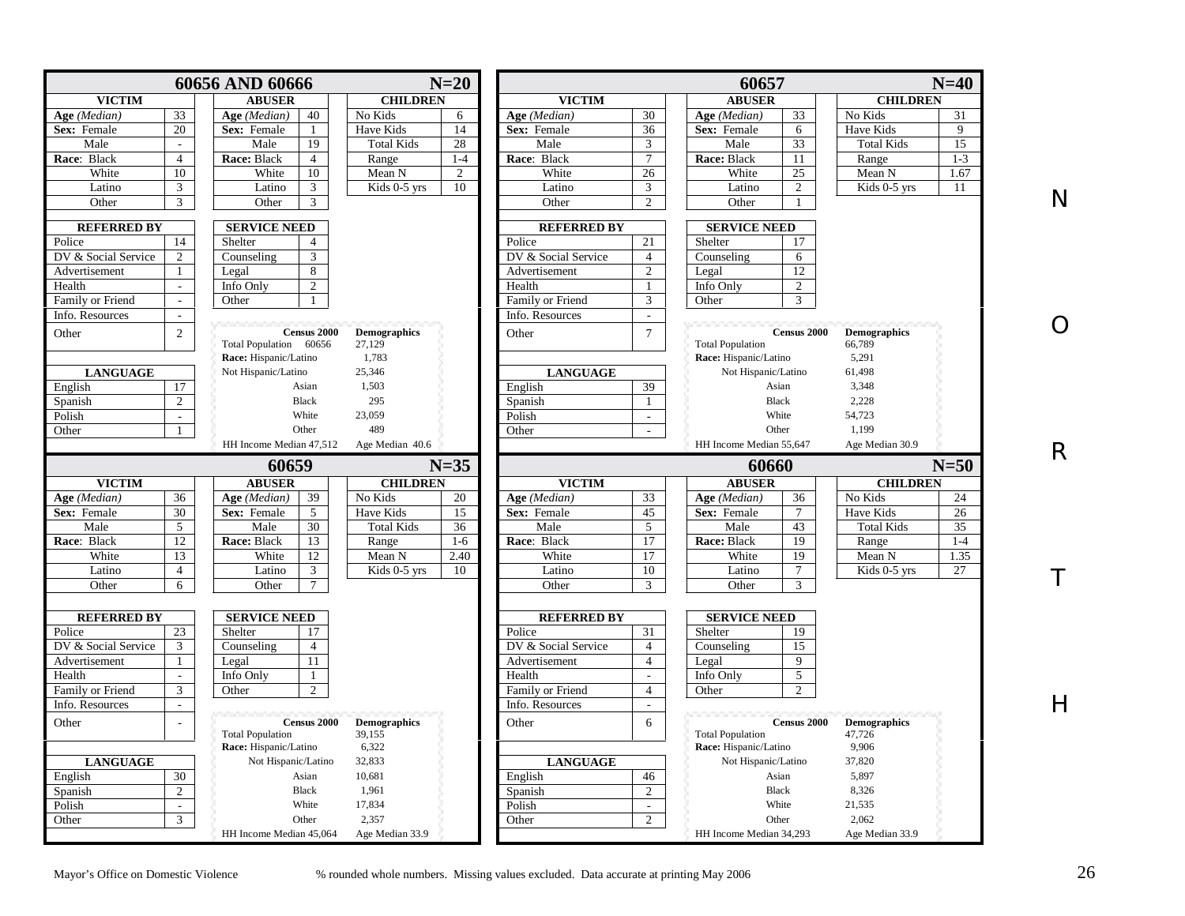## 60656 AND 60666 — N=20

| VICTIM | | ABUSER | | CHILDREN | |
|---|---|---|---|---|---|
| **Age** *(Median)* | 33 | **Age** *(Median)* | 40 | No Kids | 6 |
| **Sex:** Female | 20 | **Sex:** Female | 1 | Have Kids | 14 |
| Male | - | Male | 19 | Total Kids | 28 |
| **Race:** Black | 4 | **Race:** Black | 4 | Range | 1-4 |
| White | 10 | White | 10 | Mean N | 2 |
| Latino | 3 | Latino | 3 | Kids 0-5 yrs | 10 |
| Other | 3 | Other | 3 | | |

| REFERRED BY | | SERVICE NEED | |
|---|---|---|---|
| Police | 14 | Shelter | 4 |
| DV & Social Service | 2 | Counseling | 3 |
| Advertisement | 1 | Legal | 8 |
| Health | - | Info Only | 2 |
| Family or Friend | - | Other | 1 |
| Info. Resources | - | | |
| Other | 2 | | |

| LANGUAGE | |
|---|---|
| English | 17 |
| Spanish | 2 |
| Polish | - |
| Other | 1 |

| Census 2000 | Demographics |
|---|---|
| Total Population 60656 | 27,129 |
| **Race:** Hispanic/Latino | 1,783 |
| Not Hispanic/Latino | 25,346 |
| Asian | 1,503 |
| Black | 295 |
| White | 23,059 |
| Other | 489 |
| HH Income Median 47,512 | Age Median 40.6 |

## 60657 — N=40

| VICTIM | | ABUSER | | CHILDREN | |
|---|---|---|---|---|---|
| **Age** *(Median)* | 30 | **Age** *(Median)* | 33 | No Kids | 31 |
| **Sex:** Female | 36 | **Sex:** Female | 6 | Have Kids | 9 |
| Male | 3 | Male | 33 | Total Kids | 15 |
| **Race:** Black | 7 | **Race:** Black | 11 | Range | 1-3 |
| White | 26 | White | 25 | Mean N | 1.67 |
| Latino | 3 | Latino | 2 | Kids 0-5 yrs | 11 |
| Other | 2 | Other | 1 | | |

| REFERRED BY | | SERVICE NEED | |
|---|---|---|---|
| Police | 21 | Shelter | 17 |
| DV & Social Service | 4 | Counseling | 6 |
| Advertisement | 2 | Legal | 12 |
| Health | 1 | Info Only | 2 |
| Family or Friend | 3 | Other | 3 |
| Info. Resources | - | | |
| Other | 7 | | |

| LANGUAGE | |
|---|---|
| English | 39 |
| Spanish | 1 |
| Polish | - |
| Other | - |

| Census 2000 | Demographics |
|---|---|
| Total Population | 66,789 |
| **Race:** Hispanic/Latino | 5,291 |
| Not Hispanic/Latino | 61,498 |
| Asian | 3,348 |
| Black | 2,228 |
| White | 54,723 |
| Other | 1,199 |
| HH Income Median 55,647 | Age Median 30.9 |

## 60659 — N=35

| VICTIM | | ABUSER | | CHILDREN | |
|---|---|---|---|---|---|
| **Age** *(Median)* | 36 | **Age** *(Median)* | 39 | No Kids | 20 |
| **Sex:** Female | 30 | **Sex:** Female | 5 | Have Kids | 15 |
| Male | 5 | Male | 30 | Total Kids | 36 |
| **Race:** Black | 12 | **Race:** Black | 13 | Range | 1-6 |
| White | 13 | White | 12 | Mean N | 2.40 |
| Latino | 4 | Latino | 3 | Kids 0-5 yrs | 10 |
| Other | 6 | Other | 7 | | |

| REFERRED BY | | SERVICE NEED | |
|---|---|---|---|
| Police | 23 | Shelter | 17 |
| DV & Social Service | 3 | Counseling | 4 |
| Advertisement | 1 | Legal | 11 |
| Health | - | Info Only | 1 |
| Family or Friend | 3 | Other | 2 |
| Info. Resources | - | | |
| Other | - | | |

| LANGUAGE | |
|---|---|
| English | 30 |
| Spanish | 2 |
| Polish | - |
| Other | 3 |

| Census 2000 | Demographics |
|---|---|
| Total Population | 39,155 |
| **Race:** Hispanic/Latino | 6,322 |
| Not Hispanic/Latino | 32,833 |
| Asian | 10,681 |
| Black | 1,961 |
| White | 17,834 |
| Other | 2,357 |
| HH Income Median 45,064 | Age Median 33.9 |

## 60660 — N=50

| VICTIM | | ABUSER | | CHILDREN | |
|---|---|---|---|---|---|
| **Age** *(Median)* | 33 | **Age** *(Median)* | 36 | No Kids | 24 |
| **Sex:** Female | 45 | **Sex:** Female | 7 | Have Kids | 26 |
| Male | 5 | Male | 43 | Total Kids | 35 |
| **Race:** Black | 17 | **Race:** Black | 19 | Range | 1-4 |
| White | 17 | White | 19 | Mean N | 1.35 |
| Latino | 10 | Latino | 7 | Kids 0-5 yrs | 27 |
| Other | 3 | Other | 3 | | |

| REFERRED BY | | SERVICE NEED | |
|---|---|---|---|
| Police | 31 | Shelter | 19 |
| DV & Social Service | 4 | Counseling | 15 |
| Advertisement | 4 | Legal | 9 |
| Health | - | Info Only | 5 |
| Family or Friend | 4 | Other | 2 |
| Info. Resources | - | | |
| Other | 6 | | |

| LANGUAGE | |
|---|---|
| English | 46 |
| Spanish | 2 |
| Polish | - |
| Other | 2 |

| Census 2000 | Demographics |
|---|---|
| Total Population | 47,726 |
| **Race:** Hispanic/Latino | 9,906 |
| Not Hispanic/Latino | 37,820 |
| Asian | 5,897 |
| Black | 8,326 |
| White | 21,535 |
| Other | 2,062 |
| HH Income Median 34,293 | Age Median 33.9 |

NORTH

Mayor's Office on Domestic Violence — % rounded whole numbers. Missing values excluded. Data accurate at printing May 2006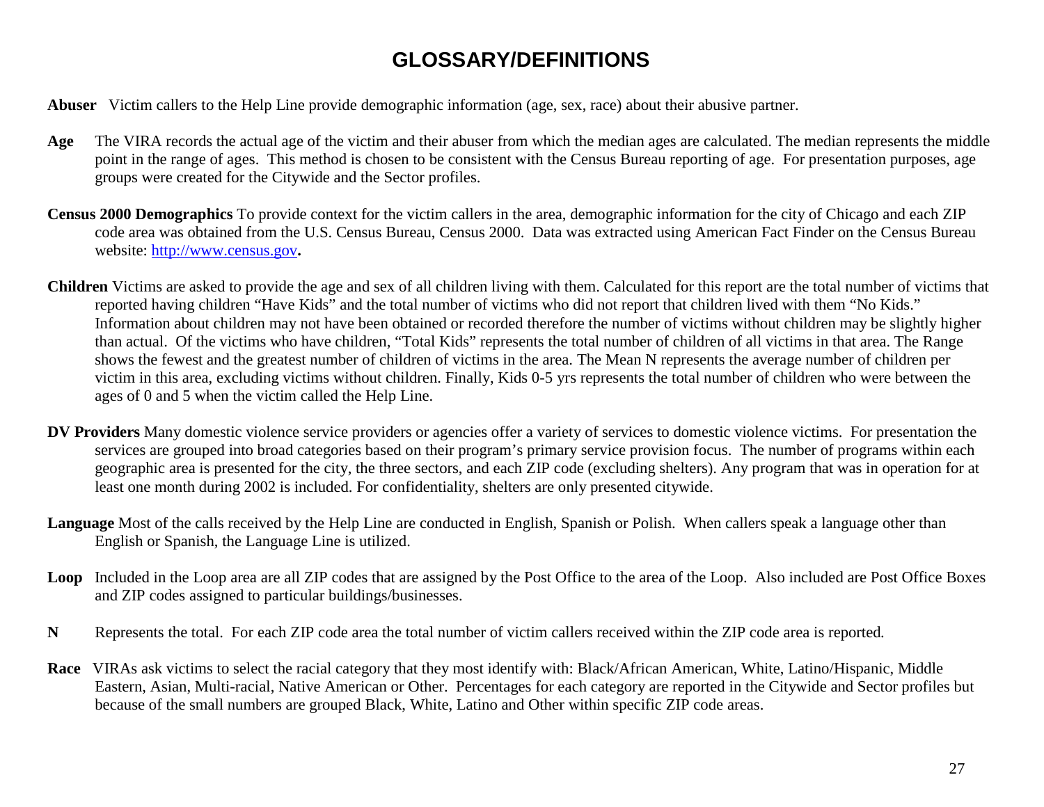# GLOSSARY/DEFINITIONS

**Abuser** Victim callers to the Help Line provide demographic information (age, sex, race) about their abusive partner.

**Age** The VIRA records the actual age of the victim and their abuser from which the median ages are calculated. The median represents the middle point in the range of ages. This method is chosen to be consistent with the Census Bureau reporting of age. For presentation purposes, age groups were created for the Citywide and the Sector profiles.

**Census 2000 Demographics** To provide context for the victim callers in the area, demographic information for the city of Chicago and each ZIP code area was obtained from the U.S. Census Bureau, Census 2000. Data was extracted using American Fact Finder on the Census Bureau website: http://www.census.gov**.**

**Children** Victims are asked to provide the age and sex of all children living with them. Calculated for this report are the total number of victims that reported having children "Have Kids" and the total number of victims who did not report that children lived with them "No Kids." Information about children may not have been obtained or recorded therefore the number of victims without children may be slightly higher than actual. Of the victims who have children, "Total Kids" represents the total number of children of all victims in that area. The Range shows the fewest and the greatest number of children of victims in the area. The Mean N represents the average number of children per victim in this area, excluding victims without children. Finally, Kids 0-5 yrs represents the total number of children who were between the ages of 0 and 5 when the victim called the Help Line.

**DV Providers** Many domestic violence service providers or agencies offer a variety of services to domestic violence victims. For presentation the services are grouped into broad categories based on their program's primary service provision focus. The number of programs within each geographic area is presented for the city, the three sectors, and each ZIP code (excluding shelters). Any program that was in operation for at least one month during 2002 is included. For confidentiality, shelters are only presented citywide.

**Language** Most of the calls received by the Help Line are conducted in English, Spanish or Polish. When callers speak a language other than English or Spanish, the Language Line is utilized.

**Loop** Included in the Loop area are all ZIP codes that are assigned by the Post Office to the area of the Loop. Also included are Post Office Boxes and ZIP codes assigned to particular buildings/businesses.

**N** Represents the total. For each ZIP code area the total number of victim callers received within the ZIP code area is reported.

**Race** VIRAs ask victims to select the racial category that they most identify with: Black/African American, White, Latino/Hispanic, Middle Eastern, Asian, Multi-racial, Native American or Other. Percentages for each category are reported in the Citywide and Sector profiles but because of the small numbers are grouped Black, White, Latino and Other within specific ZIP code areas.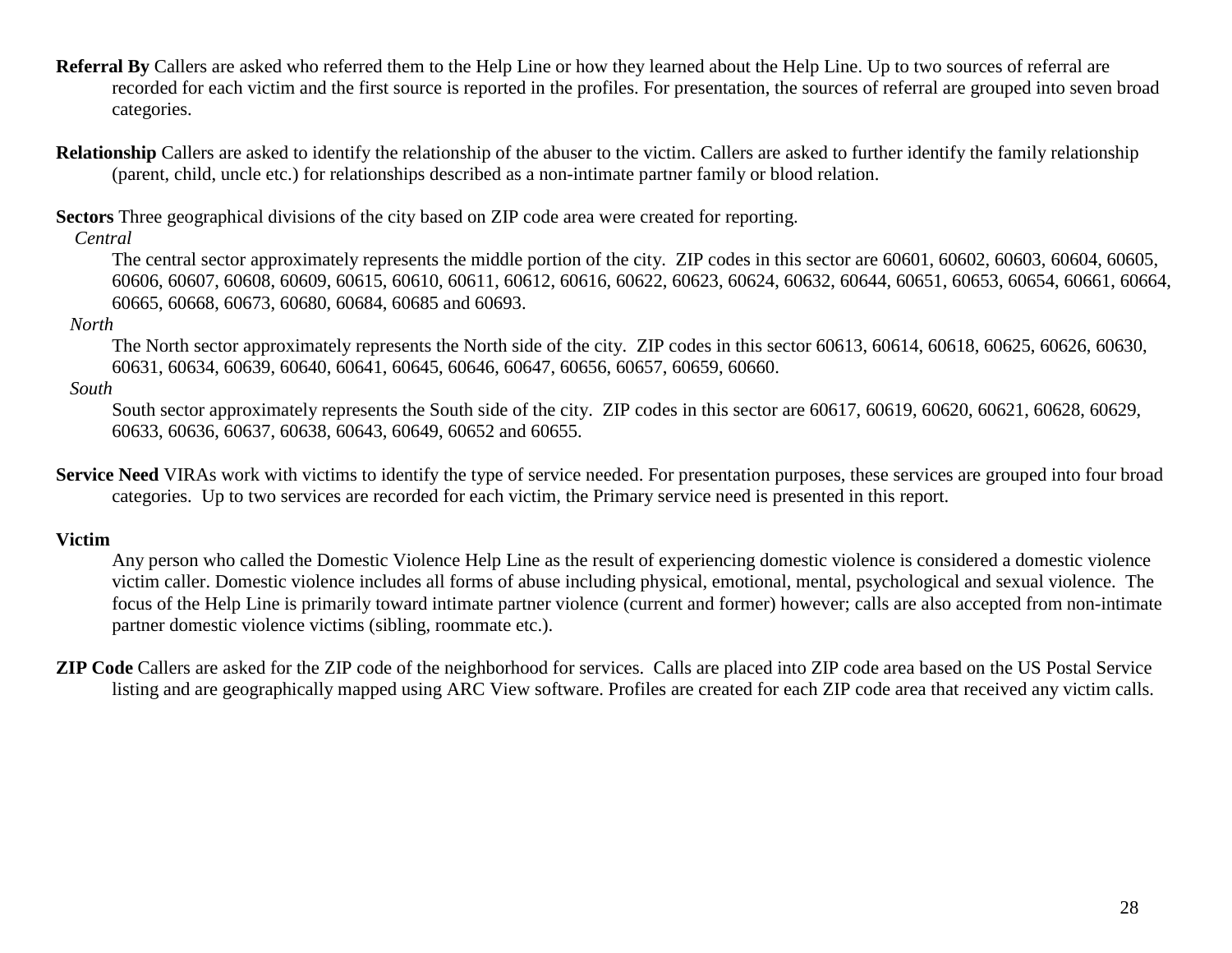**Referral By** Callers are asked who referred them to the Help Line or how they learned about the Help Line. Up to two sources of referral are recorded for each victim and the first source is reported in the profiles. For presentation, the sources of referral are grouped into seven broad categories.

**Relationship** Callers are asked to identify the relationship of the abuser to the victim. Callers are asked to further identify the family relationship (parent, child, uncle etc.) for relationships described as a non-intimate partner family or blood relation.

**Sectors** Three geographical divisions of the city based on ZIP code area were created for reporting.

*Central*

The central sector approximately represents the middle portion of the city. ZIP codes in this sector are 60601, 60602, 60603, 60604, 60605, 60606, 60607, 60608, 60609, 60615, 60610, 60611, 60612, 60616, 60622, 60623, 60624, 60632, 60644, 60651, 60653, 60654, 60661, 60664, 60665, 60668, 60673, 60680, 60684, 60685 and 60693.

*North*

The North sector approximately represents the North side of the city. ZIP codes in this sector 60613, 60614, 60618, 60625, 60626, 60630, 60631, 60634, 60639, 60640, 60641, 60645, 60646, 60647, 60656, 60657, 60659, 60660.

*South*

South sector approximately represents the South side of the city. ZIP codes in this sector are 60617, 60619, 60620, 60621, 60628, 60629, 60633, 60636, 60637, 60638, 60643, 60649, 60652 and 60655.

**Service Need** VIRAs work with victims to identify the type of service needed. For presentation purposes, these services are grouped into four broad categories. Up to two services are recorded for each victim, the Primary service need is presented in this report.

**Victim**

Any person who called the Domestic Violence Help Line as the result of experiencing domestic violence is considered a domestic violence victim caller. Domestic violence includes all forms of abuse including physical, emotional, mental, psychological and sexual violence. The focus of the Help Line is primarily toward intimate partner violence (current and former) however; calls are also accepted from non-intimate partner domestic violence victims (sibling, roommate etc.).

**ZIP Code** Callers are asked for the ZIP code of the neighborhood for services. Calls are placed into ZIP code area based on the US Postal Service listing and are geographically mapped using ARC View software. Profiles are created for each ZIP code area that received any victim calls.